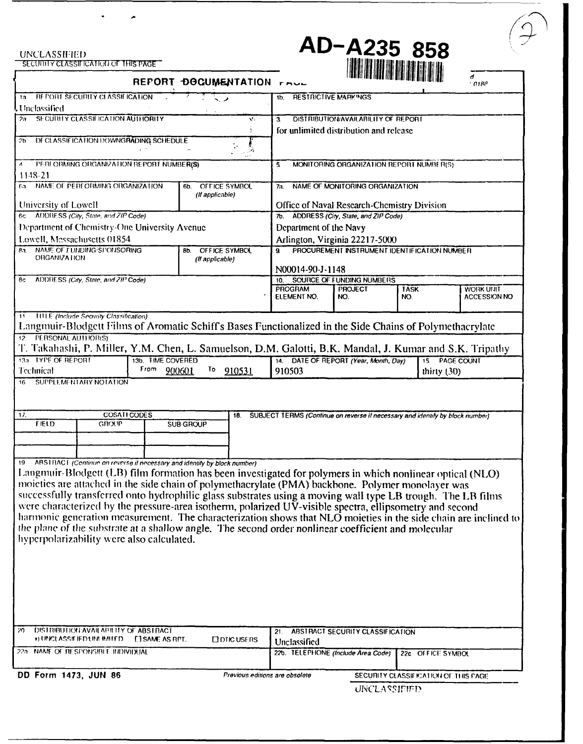UNCLASSIFIED

SECURITY CLASSIFICATION OF THIS PAGE

# AD-A235 858

## REPORT DOCUMENTATION PAGE

| | |
|---|---|
| 1a. REPORT SECURITY CLASSIFICATION: Unclassified | 1b. RESTRICTIVE MARKINGS |
| 2a. SECURITY CLASSIFICATION AUTHORITY | 3. DISTRIBUTION/AVAILABILITY OF REPORT: for unlimited distribution and release |
| 2b. DECLASSIFICATION/DOWNGRADING SCHEDULE | |
| 4. PERFORMING ORGANIZATION REPORT NUMBER(S): 1148-21 | 5. MONITORING ORGANIZATION REPORT NUMBER(S) |
| 6a. NAME OF PERFORMING ORGANIZATION: University of Lowell; 6b. OFFICE SYMBOL (If applicable) | 7a. NAME OF MONITORING ORGANIZATION: Office of Naval Research-Chemistry Division |
| 6c. ADDRESS (City, State, and ZIP Code): Department of Chemistry-One University Avenue, Lowell, Massachusetts 01854 | 7b. ADDRESS (City, State, and ZIP Code): Department of the Navy, Arlington, Virginia 22217-5000 |
| 8a. NAME OF FUNDING/SPONSORING ORGANIZATION; 8b. OFFICE SYMBOL (If applicable) | 9. PROCUREMENT INSTRUMENT IDENTIFICATION NUMBER: N00014-90-J-1148 |
| 8c. ADDRESS (City, State, and ZIP Code) | 10. SOURCE OF FUNDING NUMBERS: PROGRAM ELEMENT NO. / PROJECT NO. / TASK NO. / WORK UNIT ACCESSION NO |

11. TITLE (Include Security Classification)

Langmuir-Blodgett Films of Aromatic Schiff's Bases Functionalized in the Side Chains of Polymethacrylate

12. PERSONAL AUTHOR(S)

T. Takahashi, P. Miller, Y.M. Chen, L. Samuelson, D.M. Galotti, B.K. Mandal, J. Kumar and S.K. Tripathy

| 13a. TYPE OF REPORT | 13b. TIME COVERED | 14. DATE OF REPORT (Year, Month, Day) | 15. PAGE COUNT |
|---|---|---|---|
| Technical | From 900601 To 910531 | 910503 | thirty (30) |

16. SUPPLEMENTARY NOTATION

| 17. COSATI CODES | | | 18. SUBJECT TERMS (Continue on reverse if necessary and identify by block number) |
|---|---|---|---|
| FIELD | GROUP | SUB-GROUP | |

19. ABSTRACT (Continue on reverse if necessary and identify by block number)

Langmuir-Blodgett (LB) film formation has been investigated for polymers in which nonlinear optical (NLO) moieties are attached in the side chain of polymethacrylate (PMA) backbone. Polymer monolayer was successfully transferred onto hydrophilic glass substrates using a moving wall type LB trough. The LB films were characterized by the pressure-area isotherm, polarized UV-visible spectra, ellipsometry and second harmonic generation measurement. The characterization shows that NLO moieties in the side chain are inclined to the plane of the substrate at a shallow angle. The second order nonlinear coefficient and molecular hyperpolarizability were also calculated.

| | |
|---|---|
| 20. DISTRIBUTION/AVAILABILITY OF ABSTRACT: x) UNCLASSIFIED/UNLIMITED ☐ SAME AS RPT. ☐ DTIC USERS | 21. ABSTRACT SECURITY CLASSIFICATION: Unclassified |
| 22a. NAME OF RESPONSIBLE INDIVIDUAL | 22b. TELEPHONE (Include Area Code); 22c. OFFICE SYMBOL |

DD Form 1473, JUN 86 — Previous editions are obsolete. — SECURITY CLASSIFICATION OF THIS PAGE

UNCLASSIFIED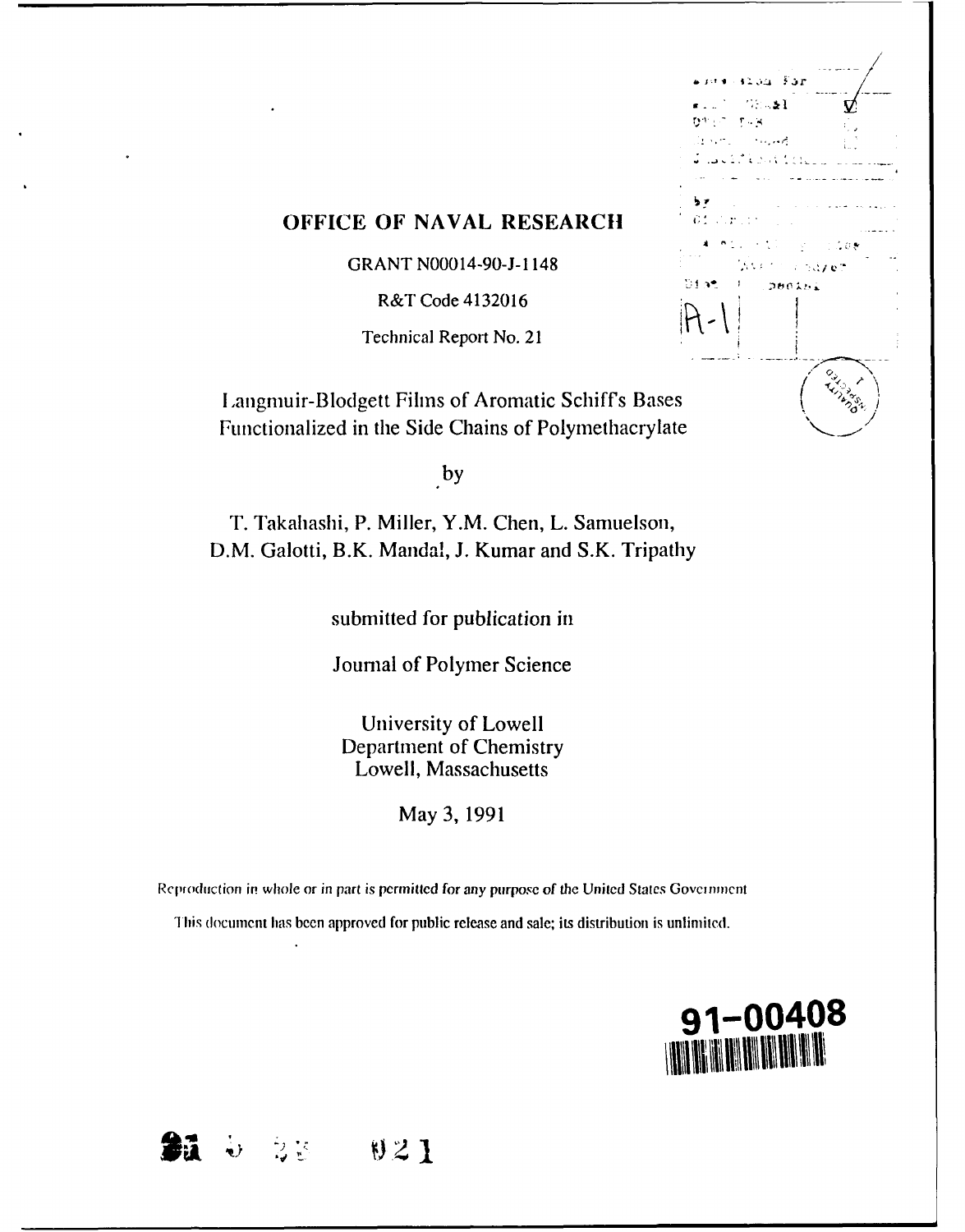# OFFICE OF NAVAL RESEARCH

GRANT N00014-90-J-1148

R&T Code 4132016

Technical Report No. 21

Langmuir-Blodgett Films of Aromatic Schiff's Bases Functionalized in the Side Chains of Polymethacrylate

by

T. Takahashi, P. Miller, Y.M. Chen, L. Samuelson, D.M. Galotti, B.K. Mandal, J. Kumar and S.K. Tripathy

submitted for publication in

Journal of Polymer Science

University of Lowell
Department of Chemistry
Lowell, Massachusetts

May 3, 1991

Reproduction in whole or in part is permitted for any purpose of the United States Government

This document has been approved for public release and sale; its distribution is unlimited.

91-00408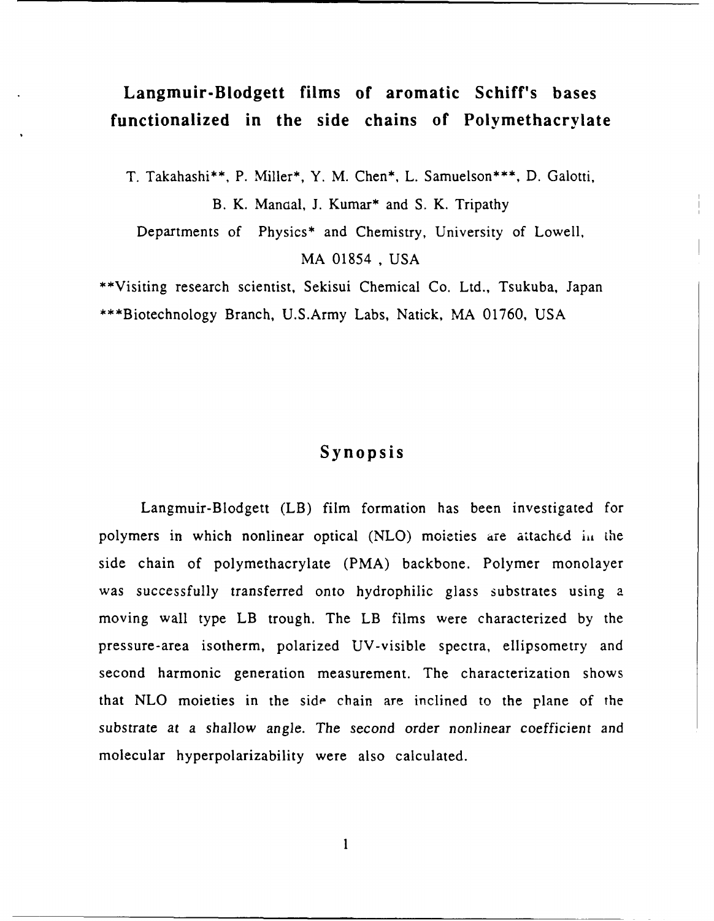# Langmuir-Blodgett films of aromatic Schiff's bases functionalized in the side chains of Polymethacrylate

T. Takahashi**, P. Miller*, Y. M. Chen*, L. Samuelson***, D. Galotti, B. K. Mandal, J. Kumar* and S. K. Tripathy

Departments of Physics* and Chemistry, University of Lowell, MA 01854, USA

**Visiting research scientist, Sekisui Chemical Co. Ltd., Tsukuba, Japan

***Biotechnology Branch, U.S.Army Labs, Natick, MA 01760, USA

## Synopsis

Langmuir-Blodgett (LB) film formation has been investigated for polymers in which nonlinear optical (NLO) moieties are attached in the side chain of polymethacrylate (PMA) backbone. Polymer monolayer was successfully transferred onto hydrophilic glass substrates using a moving wall type LB trough. The LB films were characterized by the pressure-area isotherm, polarized UV-visible spectra, ellipsometry and second harmonic generation measurement. The characterization shows that NLO moieties in the side chain are inclined to the plane of the substrate at a shallow angle. The second order nonlinear coefficient and molecular hyperpolarizability were also calculated.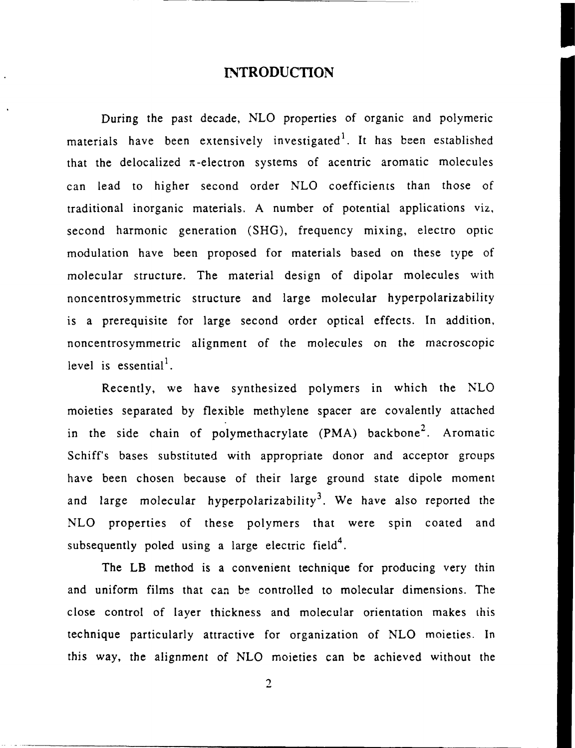# INTRODUCTION

During the past decade, NLO properties of organic and polymeric materials have been extensively investigated[1]. It has been established that the delocalized π-electron systems of acentric aromatic molecules can lead to higher second order NLO coefficients than those of traditional inorganic materials. A number of potential applications viz, second harmonic generation (SHG), frequency mixing, electro optic modulation have been proposed for materials based on these type of molecular structure. The material design of dipolar molecules with noncentrosymmetric structure and large molecular hyperpolarizability is a prerequisite for large second order optical effects. In addition, noncentrosymmetric alignment of the molecules on the macroscopic level is essential[1].

Recently, we have synthesized polymers in which the NLO moieties separated by flexible methylene spacer are covalently attached in the side chain of polymethacrylate (PMA) backbone[2]. Aromatic Schiff's bases substituted with appropriate donor and acceptor groups have been chosen because of their large ground state dipole moment and large molecular hyperpolarizability[3]. We have also reported the NLO properties of these polymers that were spin coated and subsequently poled using a large electric field[4].

The LB method is a convenient technique for producing very thin and uniform films that can be controlled to molecular dimensions. The close control of layer thickness and molecular orientation makes this technique particularly attractive for organization of NLO moieties. In this way, the alignment of NLO moieties can be achieved without the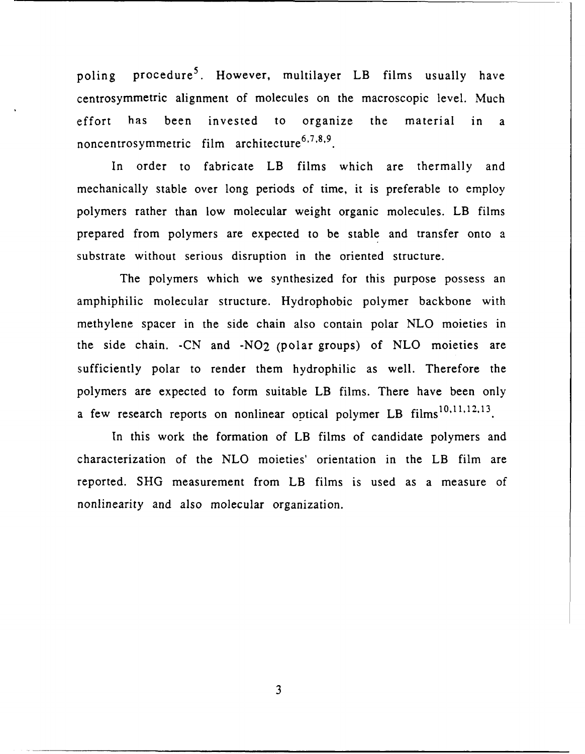poling procedure[5]. However, multilayer LB films usually have centrosymmetric alignment of molecules on the macroscopic level. Much effort has been invested to organize the material in a noncentrosymmetric film architecture[6,7,8,9].

In order to fabricate LB films which are thermally and mechanically stable over long periods of time, it is preferable to employ polymers rather than low molecular weight organic molecules. LB films prepared from polymers are expected to be stable and transfer onto a substrate without serious disruption in the oriented structure.

The polymers which we synthesized for this purpose possess an amphiphilic molecular structure. Hydrophobic polymer backbone with methylene spacer in the side chain also contain polar NLO moieties in the side chain. -CN and -$NO_2$ (polar groups) of NLO moieties are sufficiently polar to render them hydrophilic as well. Therefore the polymers are expected to form suitable LB films. There have been only a few research reports on nonlinear optical polymer LB films[10,11,12,13].

In this work the formation of LB films of candidate polymers and characterization of the NLO moieties' orientation in the LB film are reported. SHG measurement from LB films is used as a measure of nonlinearity and also molecular organization.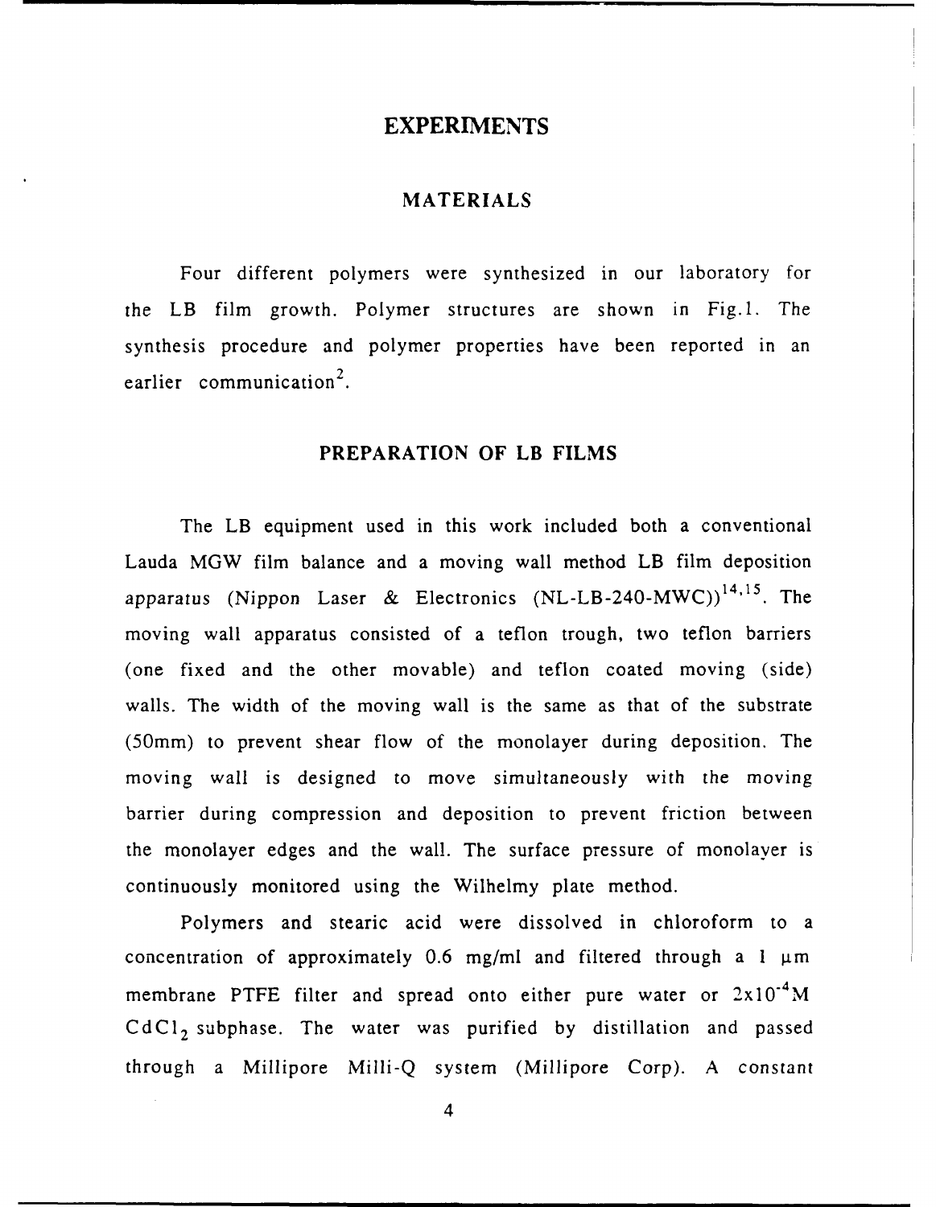## EXPERIMENTS

### MATERIALS

Four different polymers were synthesized in our laboratory for the LB film growth. Polymer structures are shown in Fig.1. The synthesis procedure and polymer properties have been reported in an earlier communication[2].

### PREPARATION OF LB FILMS

The LB equipment used in this work included both a conventional Lauda MGW film balance and a moving wall method LB film deposition apparatus (Nippon Laser & Electronics (NL-LB-240-MWC))[14,15]. The moving wall apparatus consisted of a teflon trough, two teflon barriers (one fixed and the other movable) and teflon coated moving (side) walls. The width of the moving wall is the same as that of the substrate (50mm) to prevent shear flow of the monolayer during deposition. The moving wall is designed to move simultaneously with the moving barrier during compression and deposition to prevent friction between the monolayer edges and the wall. The surface pressure of monolayer is continuously monitored using the Wilhelmy plate method.

Polymers and stearic acid were dissolved in chloroform to a concentration of approximately 0.6 mg/ml and filtered through a 1 μm membrane PTFE filter and spread onto either pure water or $2 \times 10^{-4}$M $CdCl_2$ subphase. The water was purified by distillation and passed through a Millipore Milli-Q system (Millipore Corp). A constant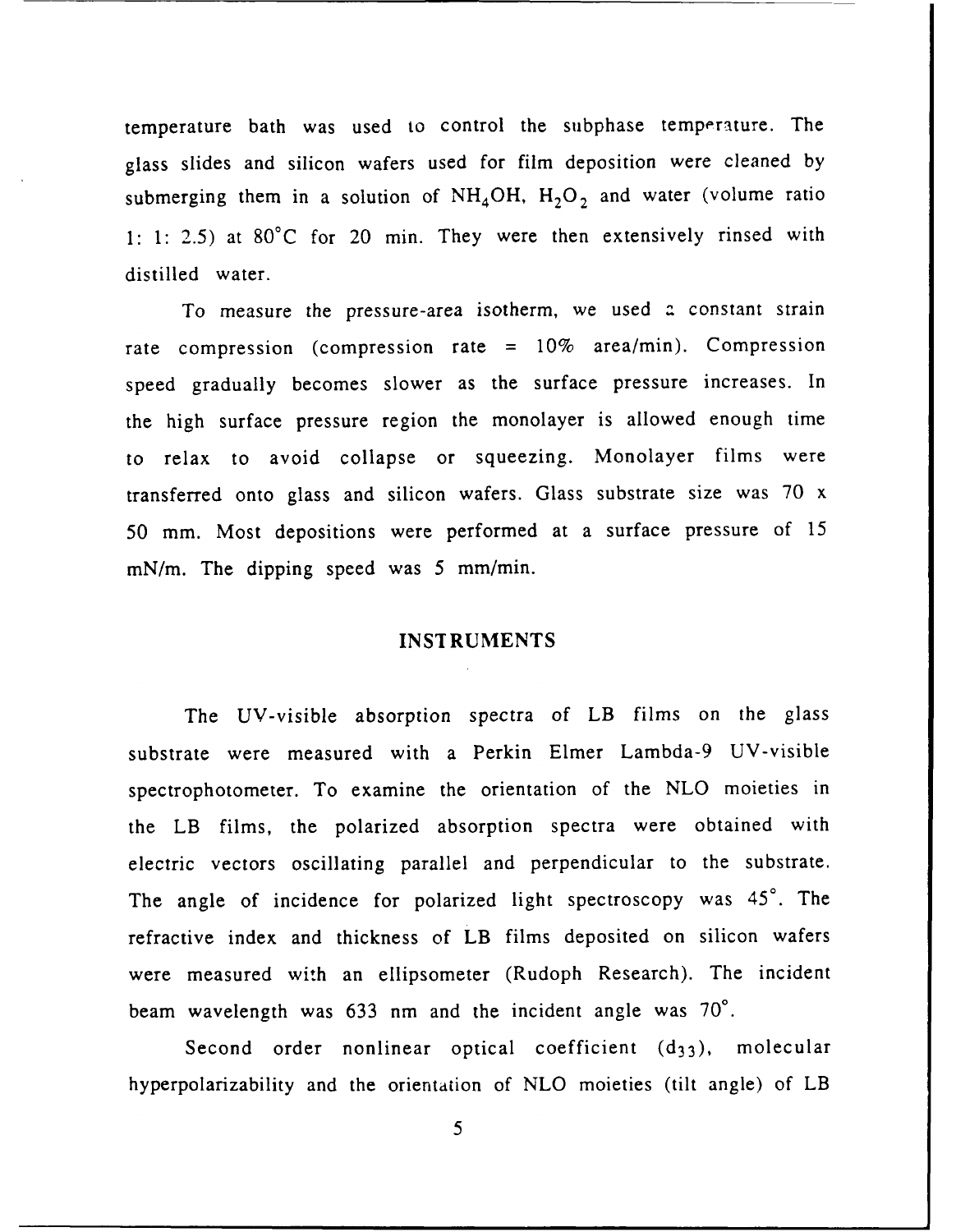temperature bath was used to control the subphase temperature. The glass slides and silicon wafers used for film deposition were cleaned by submerging them in a solution of $NH_4OH$, $H_2O_2$ and water (volume ratio 1: 1: 2.5) at 80°C for 20 min. They were then extensively rinsed with distilled water.

To measure the pressure-area isotherm, we used a constant strain rate compression (compression rate = 10% area/min). Compression speed gradually becomes slower as the surface pressure increases. In the high surface pressure region the monolayer is allowed enough time to relax to avoid collapse or squeezing. Monolayer films were transferred onto glass and silicon wafers. Glass substrate size was 70 x 50 mm. Most depositions were performed at a surface pressure of 15 mN/m. The dipping speed was 5 mm/min.

## INSTRUMENTS

The UV-visible absorption spectra of LB films on the glass substrate were measured with a Perkin Elmer Lambda-9 UV-visible spectrophotometer. To examine the orientation of the NLO moieties in the LB films, the polarized absorption spectra were obtained with electric vectors oscillating parallel and perpendicular to the substrate. The angle of incidence for polarized light spectroscopy was 45°. The refractive index and thickness of LB films deposited on silicon wafers were measured with an ellipsometer (Rudoph Research). The incident beam wavelength was 633 nm and the incident angle was 70°.

Second order nonlinear optical coefficient ($d_{33}$), molecular hyperpolarizability and the orientation of NLO moieties (tilt angle) of LB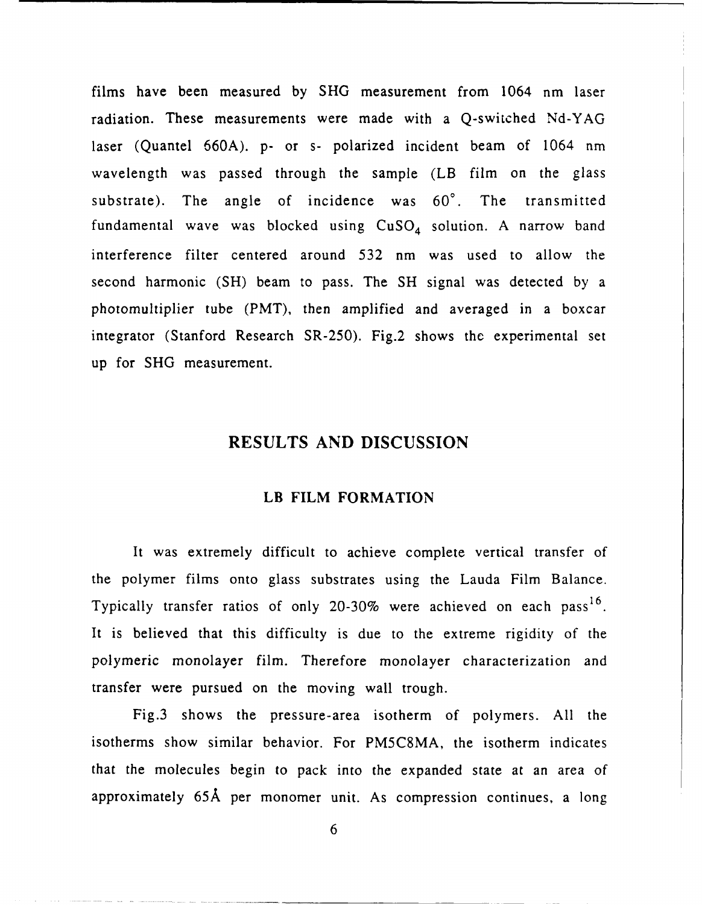films have been measured by SHG measurement from 1064 nm laser radiation. These measurements were made with a Q-switched Nd-YAG laser (Quantel 660A). p- or s- polarized incident beam of 1064 nm wavelength was passed through the sample (LB film on the glass substrate). The angle of incidence was 60°. The transmitted fundamental wave was blocked using $CuSO_4$ solution. A narrow band interference filter centered around 532 nm was used to allow the second harmonic (SH) beam to pass. The SH signal was detected by a photomultiplier tube (PMT), then amplified and averaged in a boxcar integrator (Stanford Research SR-250). Fig.2 shows the experimental set up for SHG measurement.

## RESULTS AND DISCUSSION

### LB FILM FORMATION

It was extremely difficult to achieve complete vertical transfer of the polymer films onto glass substrates using the Lauda Film Balance. Typically transfer ratios of only 20-30% were achieved on each pass[16]. It is believed that this difficulty is due to the extreme rigidity of the polymeric monolayer film. Therefore monolayer characterization and transfer were pursued on the moving wall trough.

Fig.3 shows the pressure-area isotherm of polymers. All the isotherms show similar behavior. For PM5C8MA, the isotherm indicates that the molecules begin to pack into the expanded state at an area of approximately 65Å per monomer unit. As compression continues, a long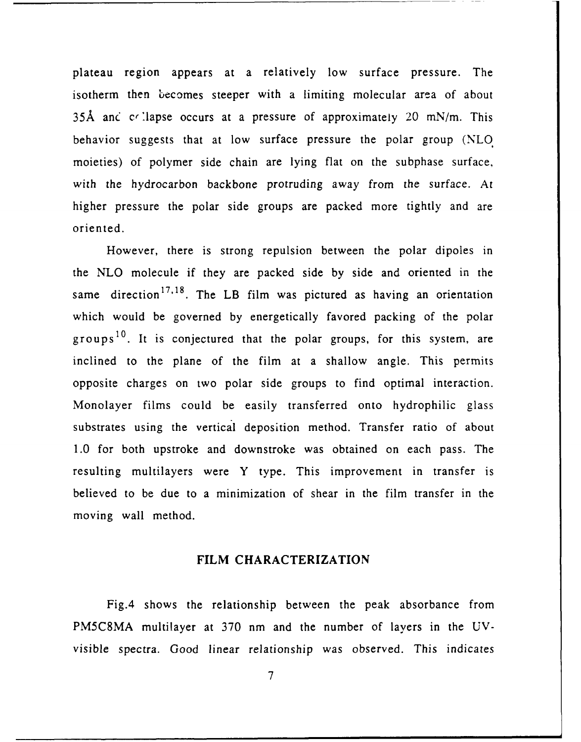plateau region appears at a relatively low surface pressure. The isotherm then becomes steeper with a limiting molecular area of about 35Å and collapse occurs at a pressure of approximately 20 mN/m. This behavior suggests that at low surface pressure the polar group (NLO moieties) of polymer side chain are lying flat on the subphase surface, with the hydrocarbon backbone protruding away from the surface. At higher pressure the polar side groups are packed more tightly and are oriented.

However, there is strong repulsion between the polar dipoles in the NLO molecule if they are packed side by side and oriented in the same direction[17,18]. The LB film was pictured as having an orientation which would be governed by energetically favored packing of the polar groups[10]. It is conjectured that the polar groups, for this system, are inclined to the plane of the film at a shallow angle. This permits opposite charges on two polar side groups to find optimal interaction. Monolayer films could be easily transferred onto hydrophilic glass substrates using the vertical deposition method. Transfer ratio of about 1.0 for both upstroke and downstroke was obtained on each pass. The resulting multilayers were Y type. This improvement in transfer is believed to be due to a minimization of shear in the film transfer in the moving wall method.

## FILM CHARACTERIZATION

Fig.4 shows the relationship between the peak absorbance from PM5C8MA multilayer at 370 nm and the number of layers in the UV-visible spectra. Good linear relationship was observed. This indicates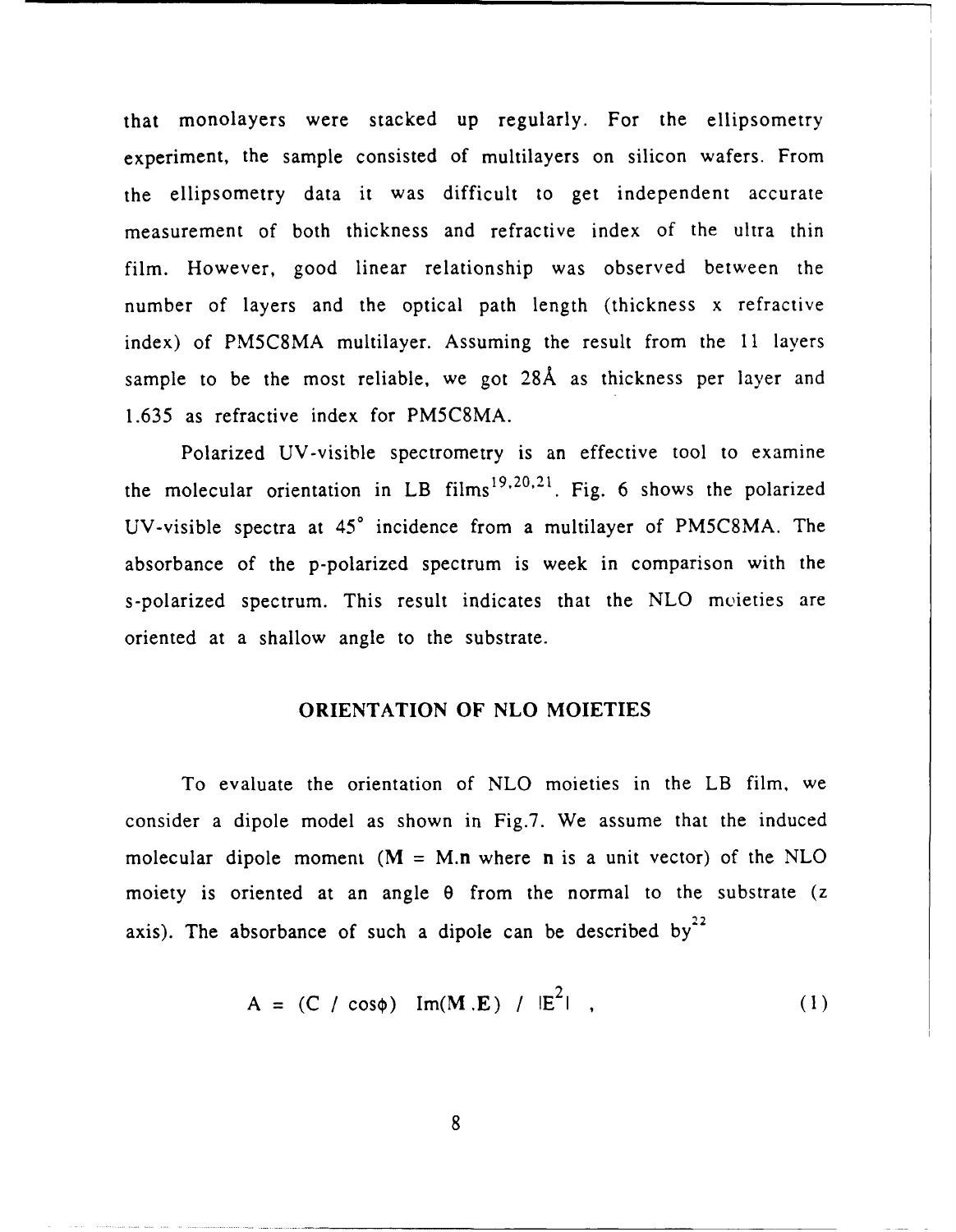that monolayers were stacked up regularly. For the ellipsometry experiment, the sample consisted of multilayers on silicon wafers. From the ellipsometry data it was difficult to get independent accurate measurement of both thickness and refractive index of the ultra thin film. However, good linear relationship was observed between the number of layers and the optical path length (thickness x refractive index) of PM5C8MA multilayer. Assuming the result from the 11 layers sample to be the most reliable, we got 28Å as thickness per layer and 1.635 as refractive index for PM5C8MA.

Polarized UV-visible spectrometry is an effective tool to examine the molecular orientation in LB films[19,20,21]. Fig. 6 shows the polarized UV-visible spectra at 45° incidence from a multilayer of PM5C8MA. The absorbance of the p-polarized spectrum is week in comparison with the s-polarized spectrum. This result indicates that the NLO moieties are oriented at a shallow angle to the substrate.

## ORIENTATION OF NLO MOIETIES

To evaluate the orientation of NLO moieties in the LB film, we consider a dipole model as shown in Fig.7. We assume that the induced molecular dipole moment ($\mathbf{M} = M.\mathbf{n}$ where $\mathbf{n}$ is a unit vector) of the NLO moiety is oriented at an angle $\theta$ from the normal to the substrate (z axis). The absorbance of such a dipole can be described by[22]

$$A = (C \;/\; \cos\phi) \;\; \mathrm{Im}(\mathbf{M} . \mathbf{E}) \;/\; |E^2| \;, \tag{1}$$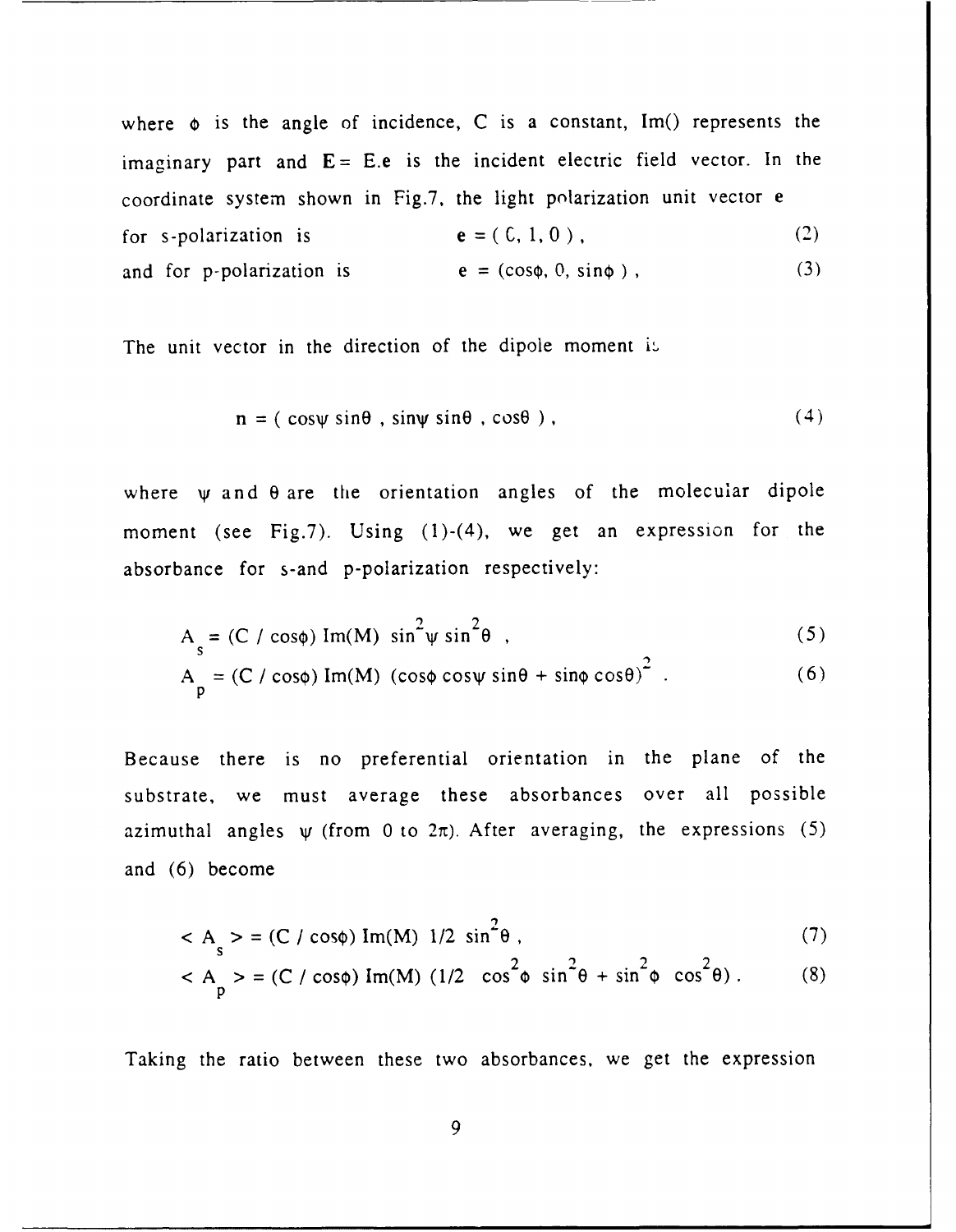where $\phi$ is the angle of incidence, C is a constant, Im() represents the imaginary part and $\mathbf{E} = E.\mathbf{e}$ is the incident electric field vector. In the coordinate system shown in Fig.7, the light polarization unit vector **e** for s-polarization is

$$\mathbf{e} = (0, 1, 0), \tag{2}$$

and for p-polarization is

$$\mathbf{e} = (\cos\phi, 0, \sin\phi), \tag{3}$$

The unit vector in the direction of the dipole moment is

$$\mathbf{n} = (\cos\psi \sin\theta, \sin\psi \sin\theta, \cos\theta), \tag{4}$$

where $\psi$ and $\theta$ are the orientation angles of the molecular dipole moment (see Fig.7). Using (1)-(4), we get an expression for the absorbance for s-and p-polarization respectively:

$$A_s = (C / \cos\phi)\, \mathrm{Im}(M)\, \sin^2\psi \sin^2\theta, \tag{5}$$

$$A_p = (C / \cos\phi)\, \mathrm{Im}(M)\, (\cos\phi \cos\psi \sin\theta + \sin\phi \cos\theta)^2. \tag{6}$$

Because there is no preferential orientation in the plane of the substrate, we must average these absorbances over all possible azimuthal angles $\psi$ (from 0 to $2\pi$). After averaging, the expressions (5) and (6) become

$$< A_s > = (C / \cos\phi)\, \mathrm{Im}(M)\, 1/2 \sin^2\theta, \tag{7}$$

$$< A_p > = (C / \cos\phi)\, \mathrm{Im}(M)\, (1/2 \cos^2\phi \sin^2\theta + \sin^2\phi \cos^2\theta). \tag{8}$$

Taking the ratio between these two absorbances, we get the expression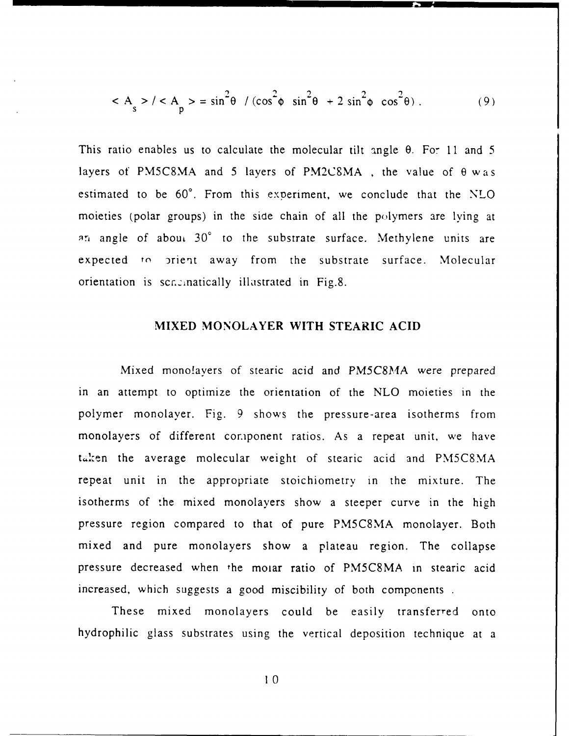$$< A_s > / < A_p > = \sin^2\theta \;/\; (\cos^2\phi \;\sin^2\theta \;+ 2\sin^2\phi \;\cos^2\theta) . \qquad (9)$$

This ratio enables us to calculate the molecular tilt angle θ. For 11 and 5 layers of PM5C8MA and 5 layers of PM2C8MA , the value of θ was estimated to be 60°. From this experiment, we conclude that the NLO moieties (polar groups) in the side chain of all the polymers are lying at an angle of about 30° to the substrate surface. Methylene units are expected to orient away from the substrate surface. Molecular orientation is schematically illustrated in Fig.8.

## MIXED MONOLAYER WITH STEARIC ACID

Mixed monolayers of stearic acid and PM5C8MA were prepared in an attempt to optimize the orientation of the NLO moieties in the polymer monolayer. Fig. 9 shows the pressure-area isotherms from monolayers of different component ratios. As a repeat unit, we have taken the average molecular weight of stearic acid and PM5C8MA repeat unit in the appropriate stoichiometry in the mixture. The isotherms of the mixed monolayers show a steeper curve in the high pressure region compared to that of pure PM5C8MA monolayer. Both mixed and pure monolayers show a plateau region. The collapse pressure decreased when the molar ratio of PM5C8MA in stearic acid increased, which suggests a good miscibility of both components .

These mixed monolayers could be easily transferred onto hydrophilic glass substrates using the vertical deposition technique at a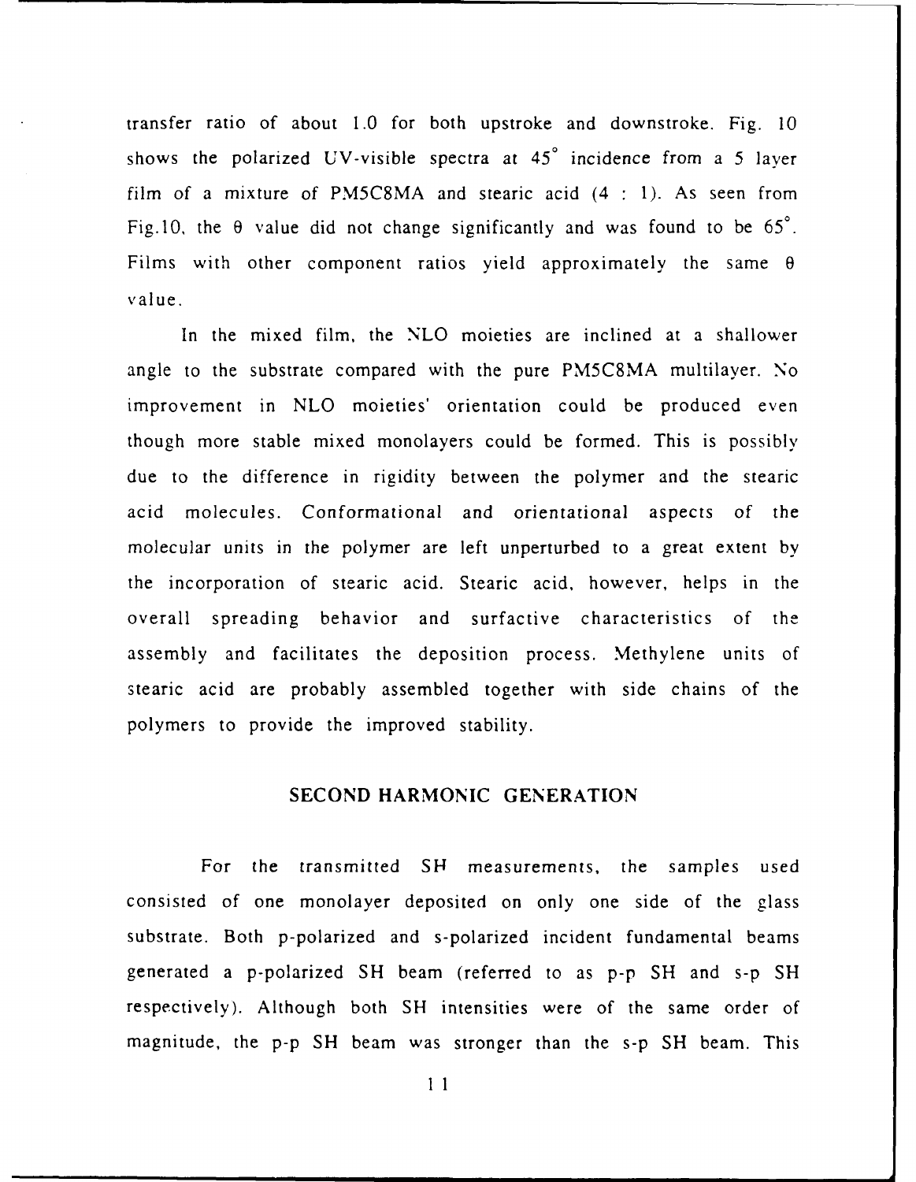transfer ratio of about 1.0 for both upstroke and downstroke. Fig. 10 shows the polarized UV-visible spectra at 45° incidence from a 5 layer film of a mixture of PM5C8MA and stearic acid (4 : 1). As seen from Fig.10, the $\theta$ value did not change significantly and was found to be 65°. Films with other component ratios yield approximately the same $\theta$ value.

In the mixed film, the NLO moieties are inclined at a shallower angle to the substrate compared with the pure PM5C8MA multilayer. No improvement in NLO moieties' orientation could be produced even though more stable mixed monolayers could be formed. This is possibly due to the difference in rigidity between the polymer and the stearic acid molecules. Conformational and orientational aspects of the molecular units in the polymer are left unperturbed to a great extent by the incorporation of stearic acid. Stearic acid, however, helps in the overall spreading behavior and surfactive characteristics of the assembly and facilitates the deposition process. Methylene units of stearic acid are probably assembled together with side chains of the polymers to provide the improved stability.

## SECOND HARMONIC GENERATION

For the transmitted SH measurements, the samples used consisted of one monolayer deposited on only one side of the glass substrate. Both p-polarized and s-polarized incident fundamental beams generated a p-polarized SH beam (referred to as p-p SH and s-p SH respectively). Although both SH intensities were of the same order of magnitude, the p-p SH beam was stronger than the s-p SH beam. This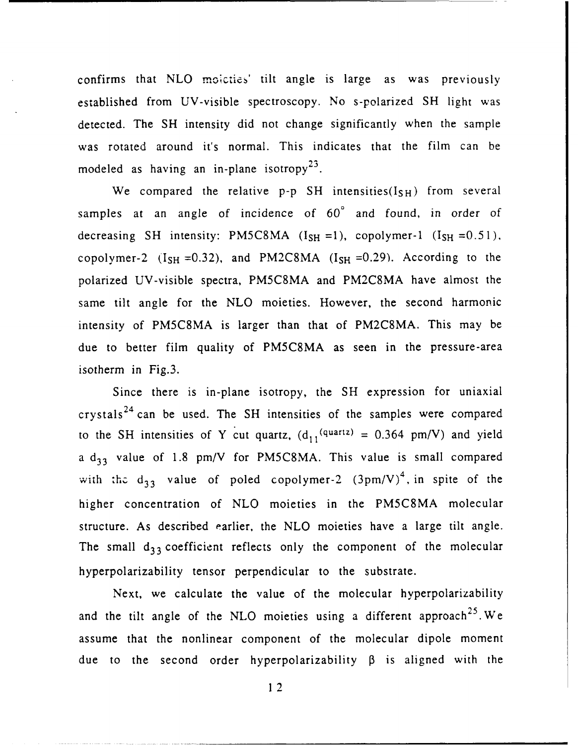confirms that NLO moieties' tilt angle is large as was previously established from UV-visible spectroscopy. No s-polarized SH light was detected. The SH intensity did not change significantly when the sample was rotated around it's normal. This indicates that the film can be modeled as having an in-plane isotropy[23].

We compared the relative p-p SH intensities($I_{SH}$) from several samples at an angle of incidence of 60° and found, in order of decreasing SH intensity: PM5C8MA ($I_{SH}$ =1), copolymer-1 ($I_{SH}$ =0.51), copolymer-2 ($I_{SH}$ =0.32), and PM2C8MA ($I_{SH}$ =0.29). According to the polarized UV-visible spectra, PM5C8MA and PM2C8MA have almost the same tilt angle for the NLO moieties. However, the second harmonic intensity of PM5C8MA is larger than that of PM2C8MA. This may be due to better film quality of PM5C8MA as seen in the pressure-area isotherm in Fig.3.

Since there is in-plane isotropy, the SH expression for uniaxial crystals[24] can be used. The SH intensities of the samples were compared to the SH intensities of Y cut quartz, ($d_{11}^{(quartz)}$ = 0.364 pm/V) and yield a $d_{33}$ value of 1.8 pm/V for PM5C8MA. This value is small compared with the $d_{33}$ value of poled copolymer-2 (3pm/V)[4], in spite of the higher concentration of NLO moieties in the PM5C8MA molecular structure. As described earlier, the NLO moieties have a large tilt angle. The small $d_{33}$ coefficient reflects only the component of the molecular hyperpolarizability tensor perpendicular to the substrate.

Next, we calculate the value of the molecular hyperpolarizability and the tilt angle of the NLO moieties using a different approach[25]. We assume that the nonlinear component of the molecular dipole moment due to the second order hyperpolarizability $\beta$ is aligned with the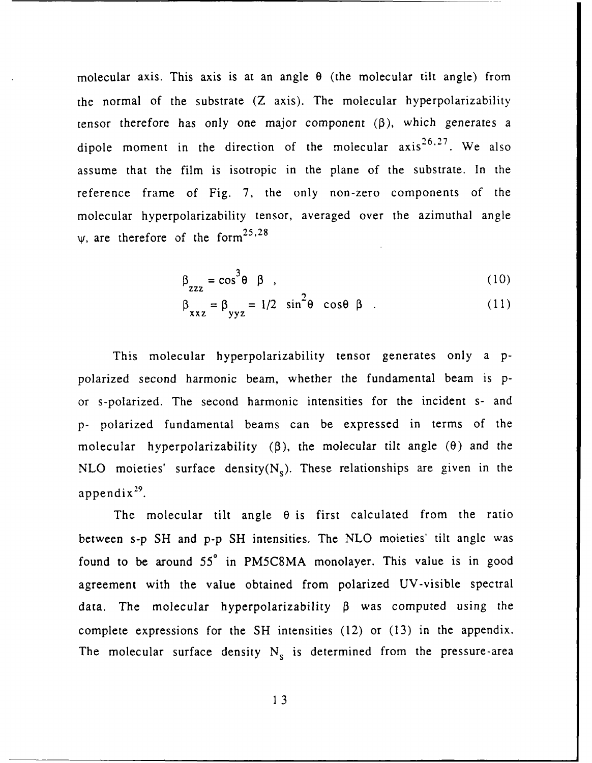molecular axis. This axis is at an angle θ (the molecular tilt angle) from the normal of the substrate (Z axis). The molecular hyperpolarizability tensor therefore has only one major component (β), which generates a dipole moment in the direction of the molecular axis[26,27]. We also assume that the film is isotropic in the plane of the substrate. In the reference frame of Fig. 7, the only non-zero components of the molecular hyperpolarizability tensor, averaged over the azimuthal angle ψ, are therefore of the form[25,28]

$$\beta_{zzz} = \cos^3\theta \; \beta \; , \tag{10}$$

$$\beta_{xxz} = \beta_{yyz} = 1/2 \; \sin^2\theta \; \cos\theta \; \beta \; . \tag{11}$$

This molecular hyperpolarizability tensor generates only a p-polarized second harmonic beam, whether the fundamental beam is p- or s-polarized. The second harmonic intensities for the incident s- and p- polarized fundamental beams can be expressed in terms of the molecular hyperpolarizability (β), the molecular tilt angle (θ) and the NLO moieties' surface density($N_s$). These relationships are given in the appendix[29].

The molecular tilt angle θ is first calculated from the ratio between s-p SH and p-p SH intensities. The NLO moieties' tilt angle was found to be around 55° in PM5C8MA monolayer. This value is in good agreement with the value obtained from polarized UV-visible spectral data. The molecular hyperpolarizability β was computed using the complete expressions for the SH intensities (12) or (13) in the appendix. The molecular surface density $N_s$ is determined from the pressure-area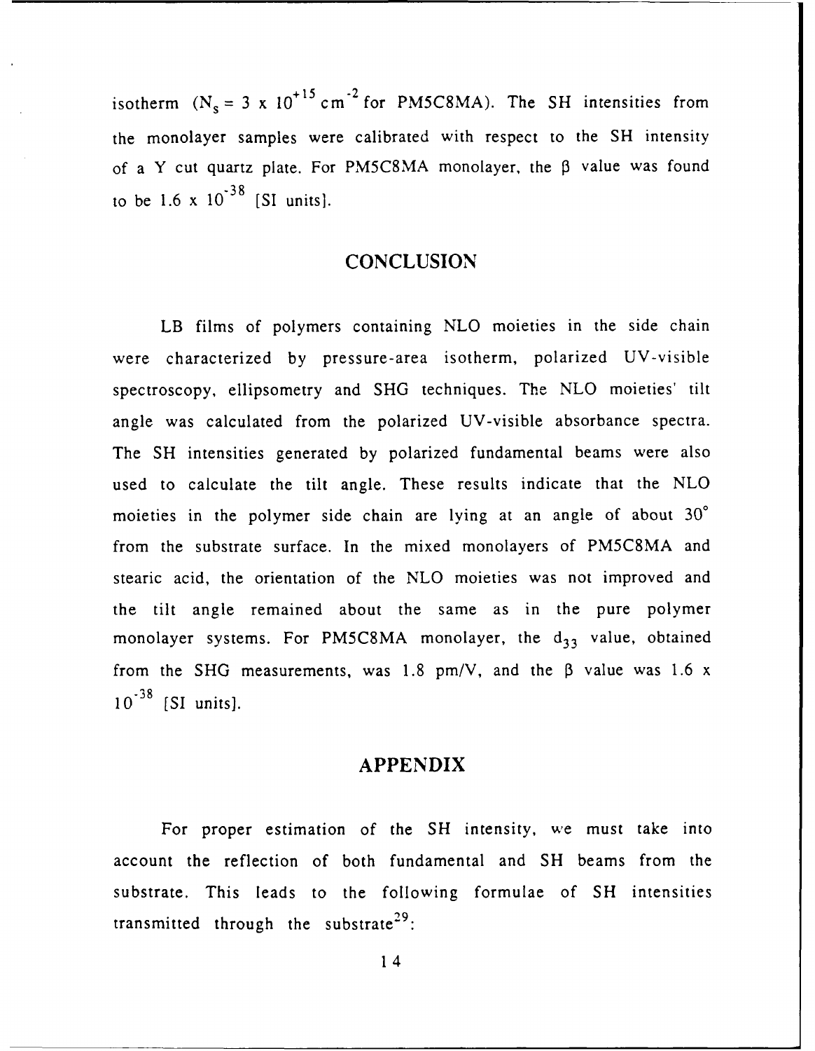isotherm ($N_s = 3 \times 10^{+15}$ cm$^{-2}$ for PM5C8MA). The SH intensities from the monolayer samples were calibrated with respect to the SH intensity of a Y cut quartz plate. For PM5C8MA monolayer, the $\beta$ value was found to be $1.6 \times 10^{-38}$ [SI units].

## CONCLUSION

LB films of polymers containing NLO moieties in the side chain were characterized by pressure-area isotherm, polarized UV-visible spectroscopy, ellipsometry and SHG techniques. The NLO moieties' tilt angle was calculated from the polarized UV-visible absorbance spectra. The SH intensities generated by polarized fundamental beams were also used to calculate the tilt angle. These results indicate that the NLO moieties in the polymer side chain are lying at an angle of about 30° from the substrate surface. In the mixed monolayers of PM5C8MA and stearic acid, the orientation of the NLO moieties was not improved and the tilt angle remained about the same as in the pure polymer monolayer systems. For PM5C8MA monolayer, the $d_{33}$ value, obtained from the SHG measurements, was 1.8 pm/V, and the $\beta$ value was $1.6 \times 10^{-38}$ [SI units].

## APPENDIX

For proper estimation of the SH intensity, we must take into account the reflection of both fundamental and SH beams from the substrate. This leads to the following formulae of SH intensities transmitted through the substrate[29]: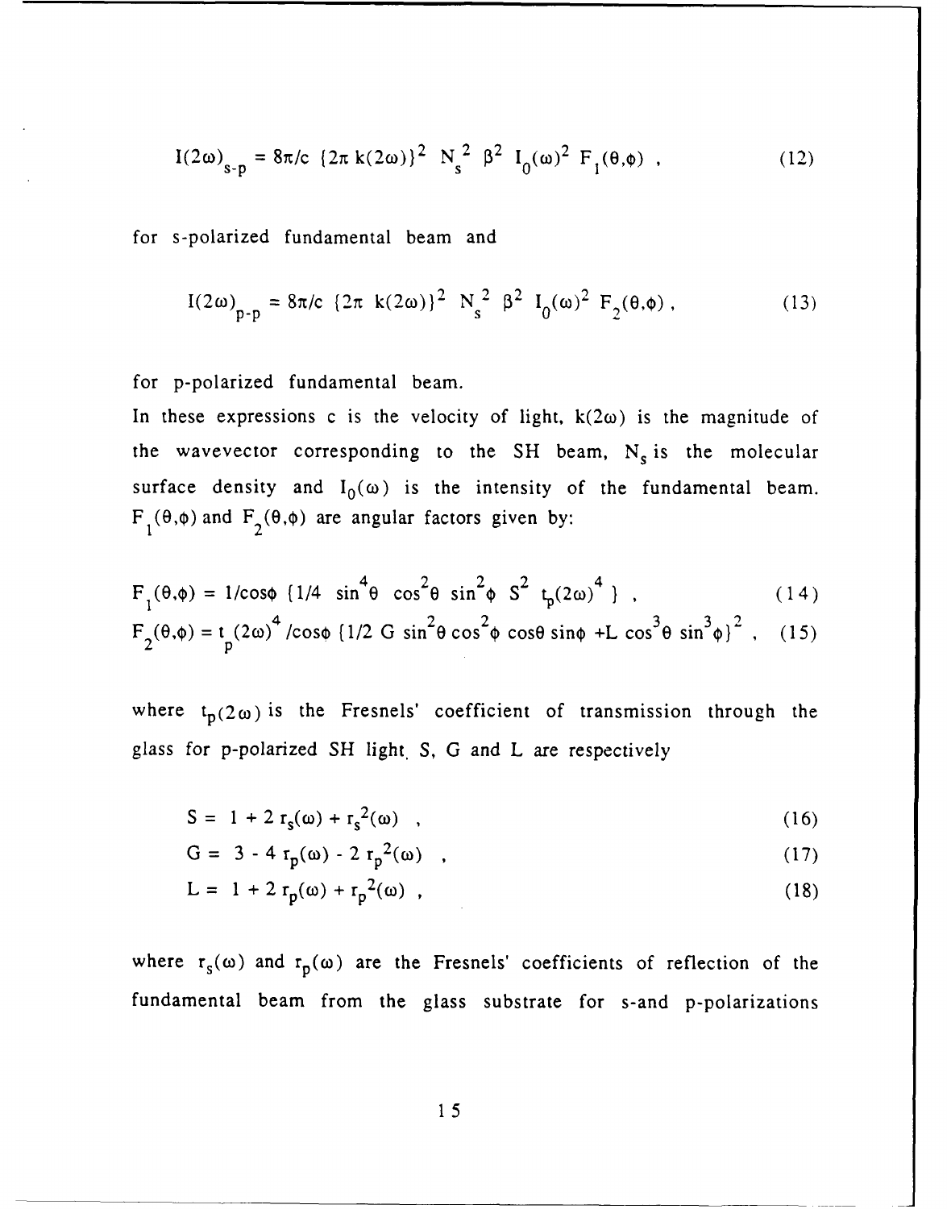$$I(2\omega)_{s\text{-}p} = 8\pi/c\ \{2\pi\ k(2\omega)\}^2\ N_s^{\ 2}\ \beta^2\ I_0(\omega)^2\ F_1(\theta,\phi)\ , \tag{12}$$

for s-polarized fundamental beam and

$$I(2\omega)_{p\text{-}p} = 8\pi/c\ \{2\pi\ k(2\omega)\}^2\ N_s^{\ 2}\ \beta^2\ I_0(\omega)^2\ F_2(\theta,\phi)\ , \tag{13}$$

for p-polarized fundamental beam.

In these expressions c is the velocity of light, $k(2\omega)$ is the magnitude of the wavevector corresponding to the SH beam, $N_s$ is the molecular surface density and $I_0(\omega)$ is the intensity of the fundamental beam. $F_1(\theta,\phi)$ and $F_2(\theta,\phi)$ are angular factors given by:

$$F_1(\theta,\phi) = 1/\cos\phi\ \{1/4\ \sin^4\theta\ \cos^2\theta\ \sin^2\phi\ S^2\ t_p(2\omega)^4\ \}\ , \tag{14}$$

$$F_2(\theta,\phi) = t_p(2\omega)^4/\cos\phi\ \{1/2\ G\ \sin^2\theta\cos^2\phi\ \cos\theta\ \sin\phi\ + L\ \cos^3\theta\ \sin^3\phi\}^2\ , \tag{15}$$

where $t_p(2\omega)$ is the Fresnels' coefficient of transmission through the glass for p-polarized SH light. S, G and L are respectively

$$S = 1 + 2\ r_s(\omega) + r_s^{\ 2}(\omega)\ , \tag{16}$$

$$G = 3 - 4\ r_p(\omega) - 2\ r_p^{\ 2}(\omega)\ , \tag{17}$$

$$L = 1 + 2\ r_p(\omega) + r_p^{\ 2}(\omega)\ , \tag{18}$$

where $r_s(\omega)$ and $r_p(\omega)$ are the Fresnels' coefficients of reflection of the fundamental beam from the glass substrate for s-and p-polarizations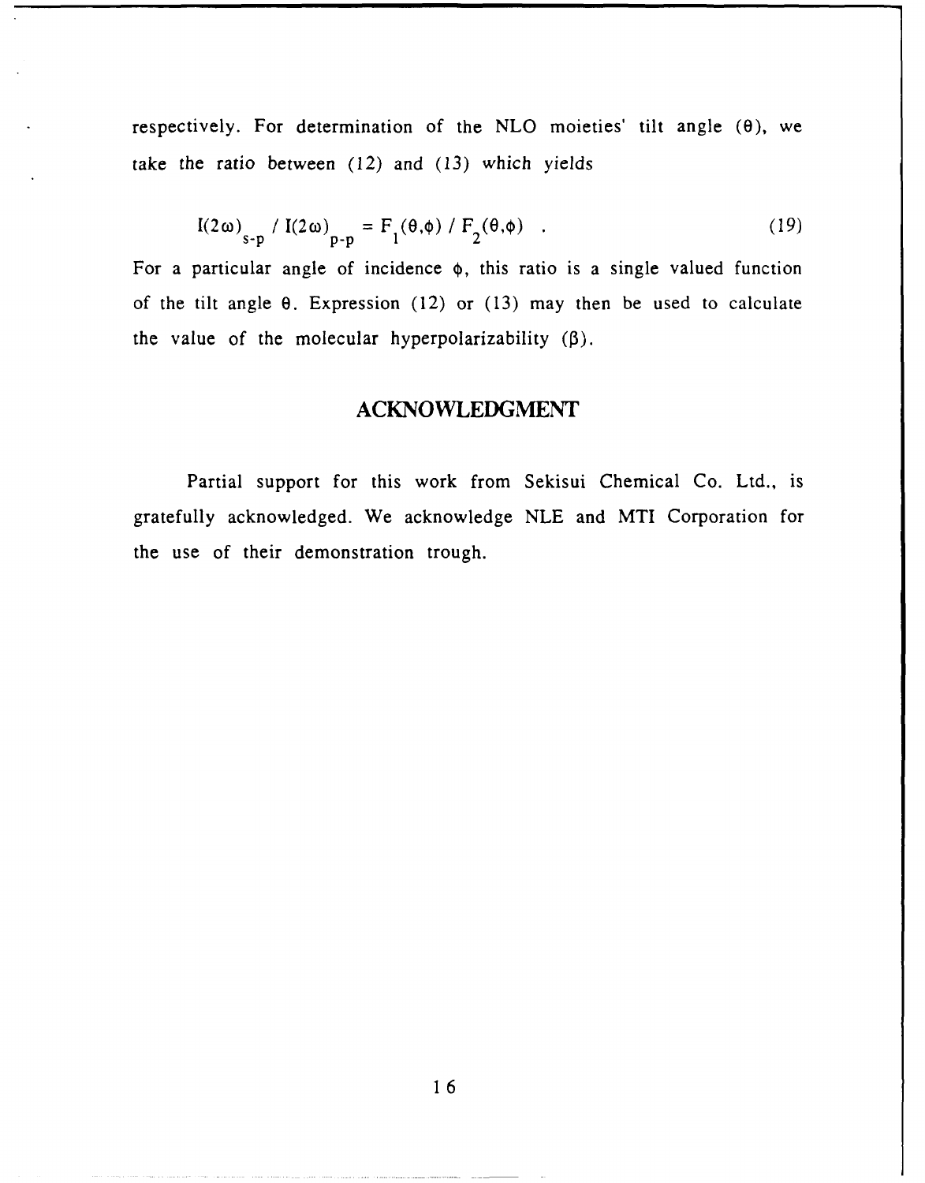respectively. For determination of the NLO moieties' tilt angle ($\theta$), we take the ratio between (12) and (13) which yields

$$I(2\omega)_{s\text{-}p} / I(2\omega)_{p\text{-}p} = F_1(\theta,\phi) / F_2(\theta,\phi) \quad . \tag{19}$$

For a particular angle of incidence $\phi$, this ratio is a single valued function of the tilt angle $\theta$. Expression (12) or (13) may then be used to calculate the value of the molecular hyperpolarizability ($\beta$).

## ACKNOWLEDGMENT

Partial support for this work from Sekisui Chemical Co. Ltd., is gratefully acknowledged. We acknowledge NLE and MTI Corporation for the use of their demonstration trough.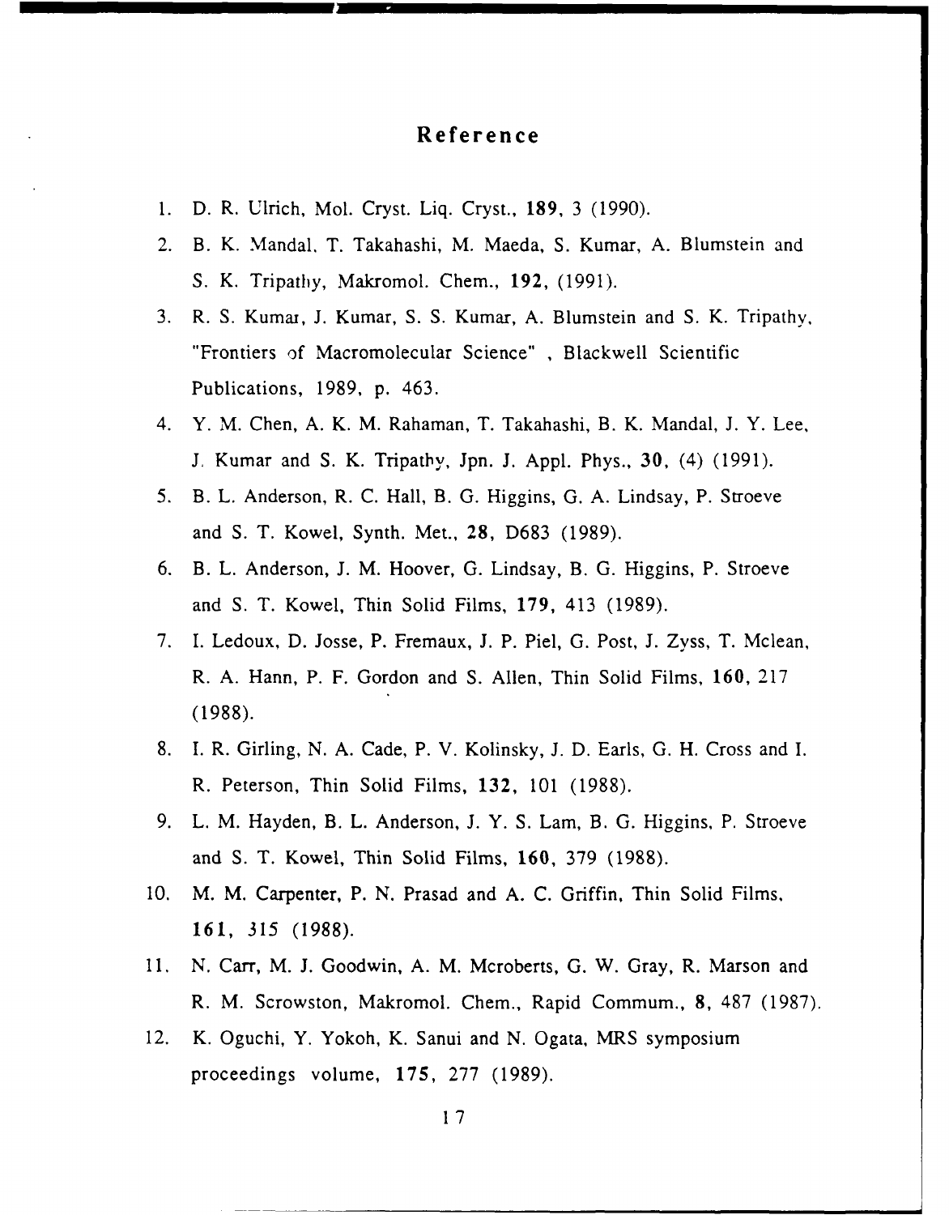# Reference

1. D. R. Ulrich, Mol. Cryst. Liq. Cryst., **189**, 3 (1990).
2. B. K. Mandal, T. Takahashi, M. Maeda, S. Kumar, A. Blumstein and S. K. Tripathy, Makromol. Chem., **192**, (1991).
3. R. S. Kumar, J. Kumar, S. S. Kumar, A. Blumstein and S. K. Tripathy, "Frontiers of Macromolecular Science" , Blackwell Scientific Publications, 1989, p. 463.
4. Y. M. Chen, A. K. M. Rahaman, T. Takahashi, B. K. Mandal, J. Y. Lee, J. Kumar and S. K. Tripathy, Jpn. J. Appl. Phys., **30**, (4) (1991).
5. B. L. Anderson, R. C. Hall, B. G. Higgins, G. A. Lindsay, P. Stroeve and S. T. Kowel, Synth. Met., **28**, D683 (1989).
6. B. L. Anderson, J. M. Hoover, G. Lindsay, B. G. Higgins, P. Stroeve and S. T. Kowel, Thin Solid Films, **179**, 413 (1989).
7. I. Ledoux, D. Josse, P. Fremaux, J. P. Piel, G. Post, J. Zyss, T. Mclean, R. A. Hann, P. F. Gordon and S. Allen, Thin Solid Films, **160**, 217 (1988).
8. I. R. Girling, N. A. Cade, P. V. Kolinsky, J. D. Earls, G. H. Cross and I. R. Peterson, Thin Solid Films, **132**, 101 (1988).
9. L. M. Hayden, B. L. Anderson, J. Y. S. Lam, B. G. Higgins, P. Stroeve and S. T. Kowel, Thin Solid Films, **160**, 379 (1988).
10. M. M. Carpenter, P. N. Prasad and A. C. Griffin, Thin Solid Films, **161**, 315 (1988).
11. N. Carr, M. J. Goodwin, A. M. Mcroberts, G. W. Gray, R. Marson and R. M. Scrowston, Makromol. Chem., Rapid Commum., **8**, 487 (1987).
12. K. Oguchi, Y. Yokoh, K. Sanui and N. Ogata, MRS symposium proceedings volume, **175**, 277 (1989).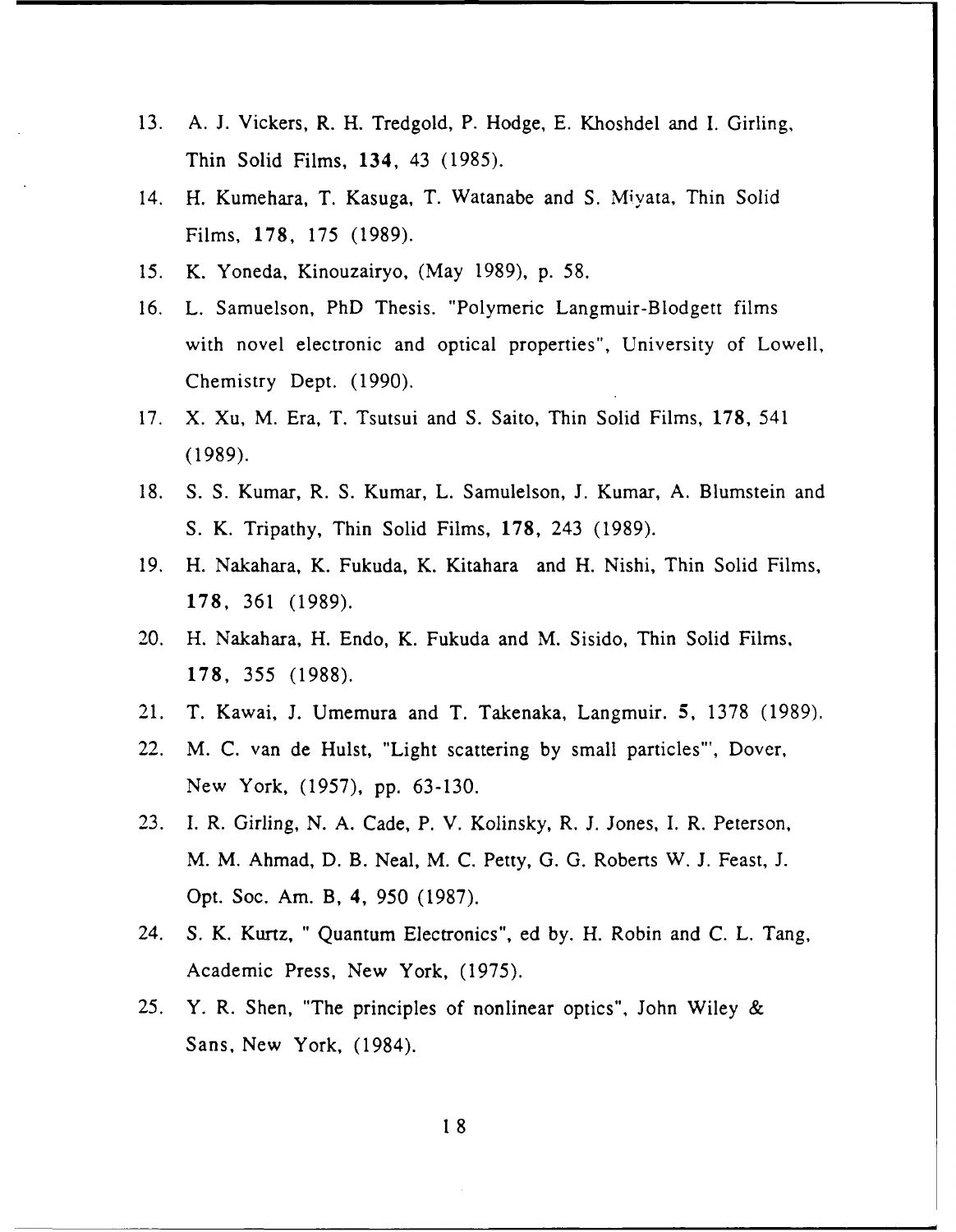13. A. J. Vickers, R. H. Tredgold, P. Hodge, E. Khoshdel and I. Girling, Thin Solid Films, **134**, 43 (1985).
14. H. Kumehara, T. Kasuga, T. Watanabe and S. Miyata, Thin Solid Films, **178**, 175 (1989).
15. K. Yoneda, Kinouzairyo, (May 1989), p. 58.
16. L. Samuelson, PhD Thesis. "Polymeric Langmuir-Blodgett films with novel electronic and optical properties", University of Lowell, Chemistry Dept. (1990).
17. X. Xu, M. Era, T. Tsutsui and S. Saito, Thin Solid Films, **178**, 541 (1989).
18. S. S. Kumar, R. S. Kumar, L. Samulelson, J. Kumar, A. Blumstein and S. K. Tripathy, Thin Solid Films, **178**, 243 (1989).
19. H. Nakahara, K. Fukuda, K. Kitahara and H. Nishi, Thin Solid Films, **178**, 361 (1989).
20. H. Nakahara, H. Endo, K. Fukuda and M. Sisido, Thin Solid Films, **178**, 355 (1988).
21. T. Kawai, J. Umemura and T. Takenaka, Langmuir. **5**, 1378 (1989).
22. M. C. van de Hulst, "Light scattering by small particles"', Dover, New York, (1957), pp. 63-130.
23. I. R. Girling, N. A. Cade, P. V. Kolinsky, R. J. Jones, I. R. Peterson, M. M. Ahmad, D. B. Neal, M. C. Petty, G. G. Roberts W. J. Feast, J. Opt. Soc. Am. B, **4**, 950 (1987).
24. S. K. Kurtz, " Quantum Electronics", ed by. H. Robin and C. L. Tang, Academic Press, New York, (1975).
25. Y. R. Shen, "The principles of nonlinear optics", John Wiley & Sans, New York, (1984).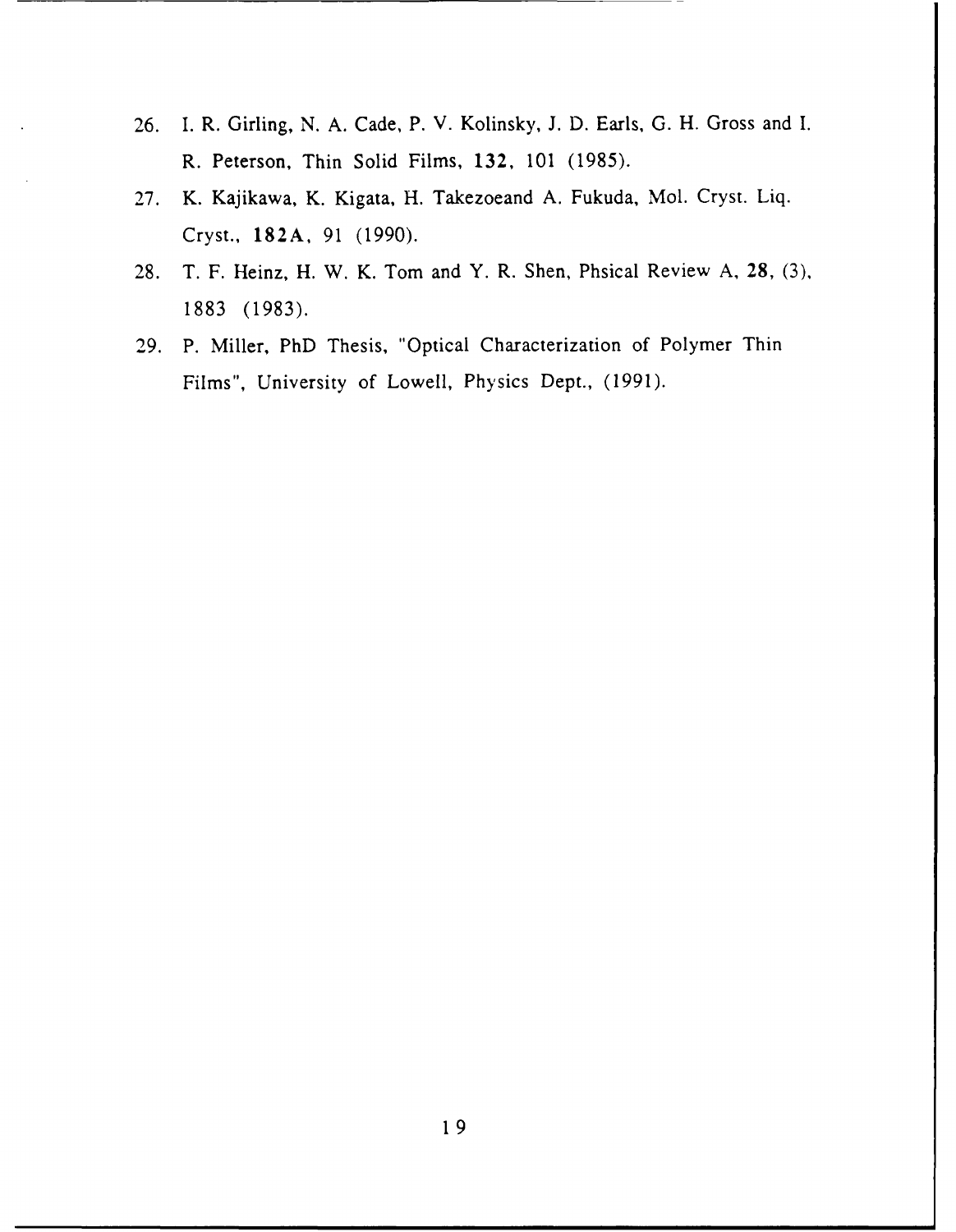26. I. R. Girling, N. A. Cade, P. V. Kolinsky, J. D. Earls, G. H. Gross and I. R. Peterson, Thin Solid Films, **132**, 101 (1985).
27. K. Kajikawa, K. Kigata, H. Takezoeand A. Fukuda, Mol. Cryst. Liq. Cryst., **182A**, 91 (1990).
28. T. F. Heinz, H. W. K. Tom and Y. R. Shen, Phsical Review A, **28**, (3), 1883 (1983).
29. P. Miller, PhD Thesis, "Optical Characterization of Polymer Thin Films", University of Lowell, Physics Dept., (1991).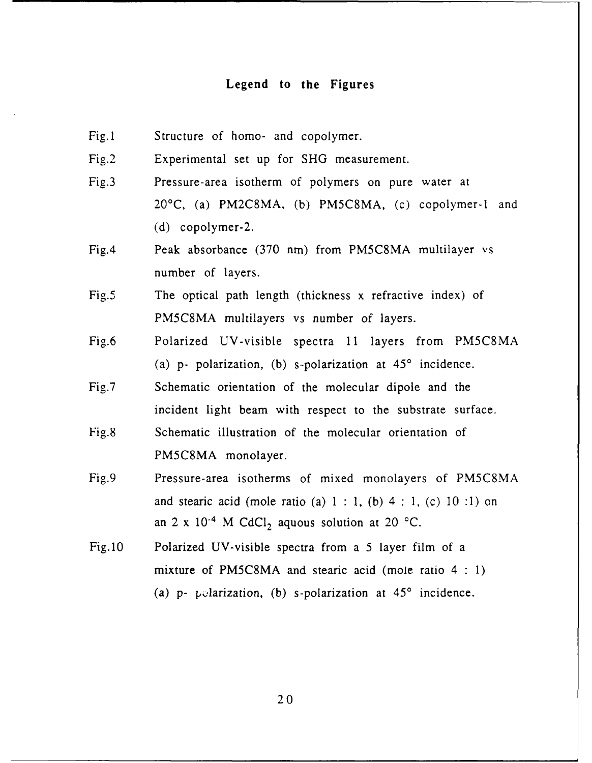## Legend to the Figures

Fig.1 Structure of homo- and copolymer.

Fig.2 Experimental set up for SHG measurement.

Fig.3 Pressure-area isotherm of polymers on pure water at 20°C, (a) PM2C8MA, (b) PM5C8MA, (c) copolymer-1 and (d) copolymer-2.

Fig.4 Peak absorbance (370 nm) from PM5C8MA multilayer vs number of layers.

Fig.5 The optical path length (thickness x refractive index) of PM5C8MA multilayers vs number of layers.

Fig.6 Polarized UV-visible spectra 11 layers from PM5C8MA (a) p- polarization, (b) s-polarization at 45° incidence.

Fig.7 Schematic orientation of the molecular dipole and the incident light beam with respect to the substrate surface.

Fig.8 Schematic illustration of the molecular orientation of PM5C8MA monolayer.

Fig.9 Pressure-area isotherms of mixed monolayers of PM5C8MA and stearic acid (mole ratio (a) 1 : 1, (b) 4 : 1, (c) 10 :1) on an $2 \times 10^{-4}$ M $CdCl_2$ aquous solution at 20 °C.

Fig.10 Polarized UV-visible spectra from a 5 layer film of a mixture of PM5C8MA and stearic acid (mole ratio 4 : 1) (a) p- polarization, (b) s-polarization at 45° incidence.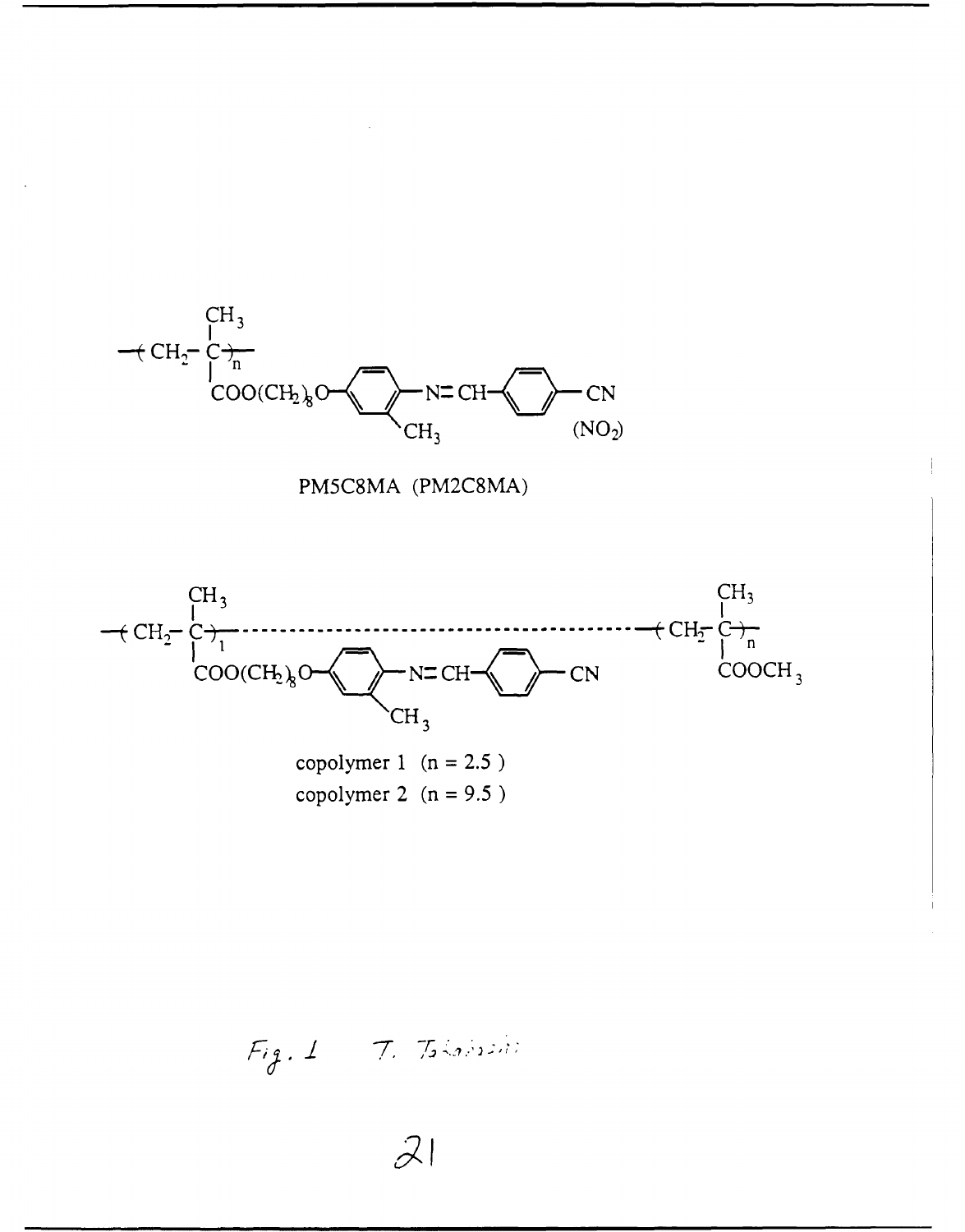PM5C8MA (PM2C8MA)

copolymer 1 (n = 2.5 )
copolymer 2 (n = 9.5 )

Fig. 1 T. Takahashi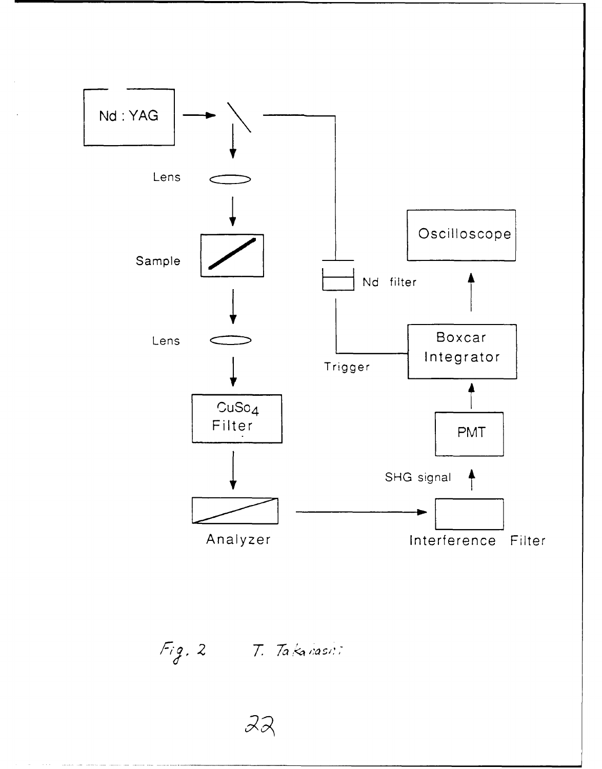Nd : YAG

Lens

Sample

Lens

$CuSO_4$ Filter

Analyzer

Nd filter

Trigger

Oscilloscope

Boxcar Integrator

PMT

SHG signal

Interference Filter

Fig. 2 T. Takahashi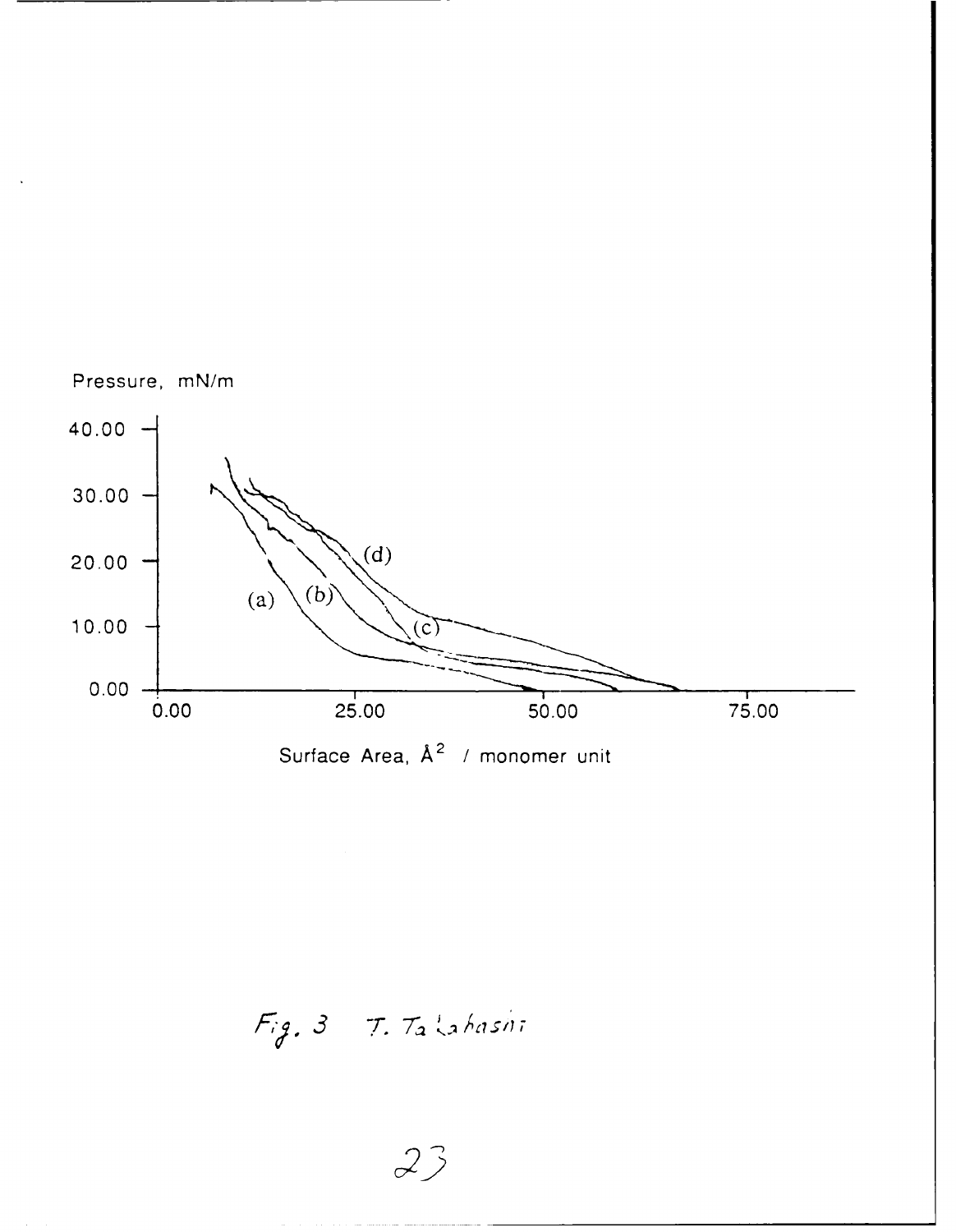Pressure, mN/m

40.00

30.00

20.00

10.00

0.00

(a) (b) (c) (d)

0.00 25.00 50.00 75.00

Surface Area, $Å^2$ / monomer unit

Fig. 3 T. Takahashi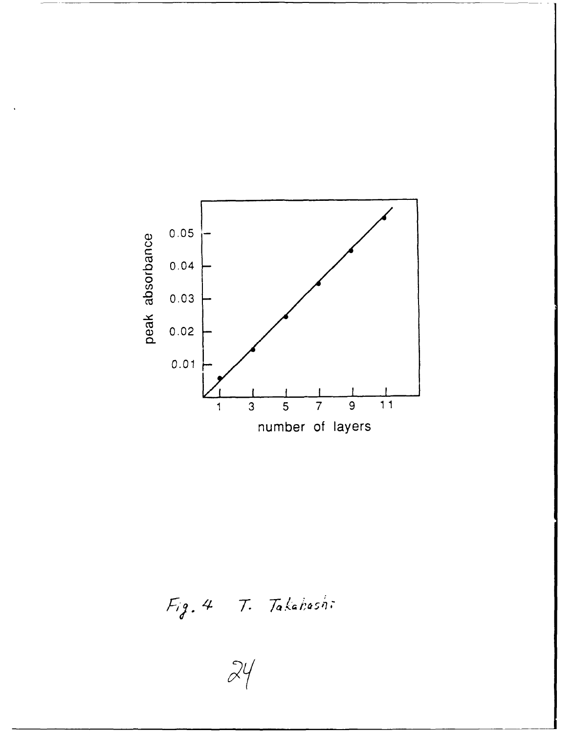Fig. 4 T. Takahashi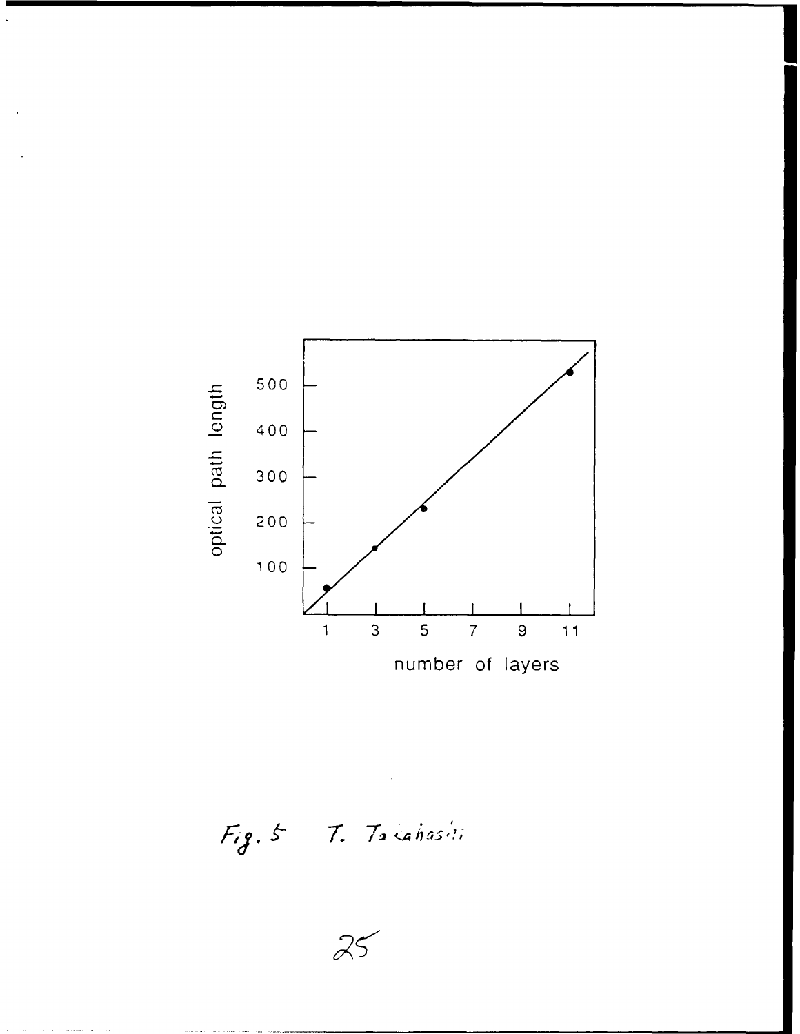optical path length

500

400

300

200

100

1 3 5 7 9 11

number of layers

Fig. 5 T. Takahashi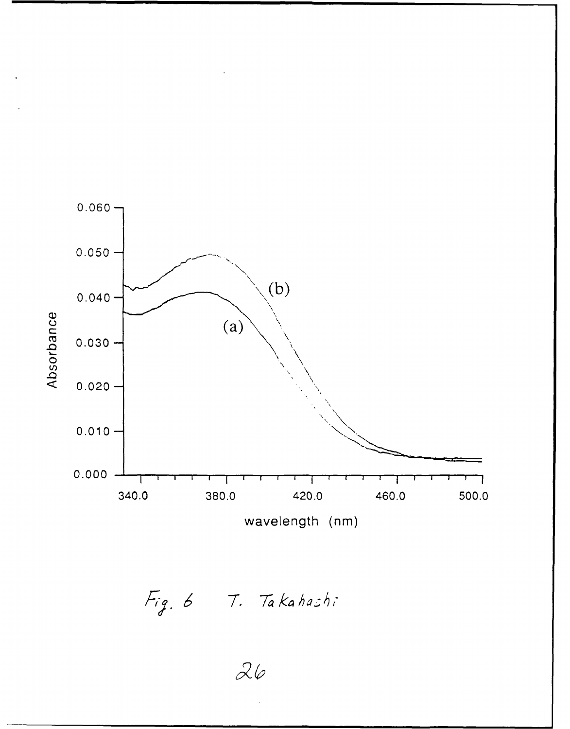Fig. 6 T. Takahashi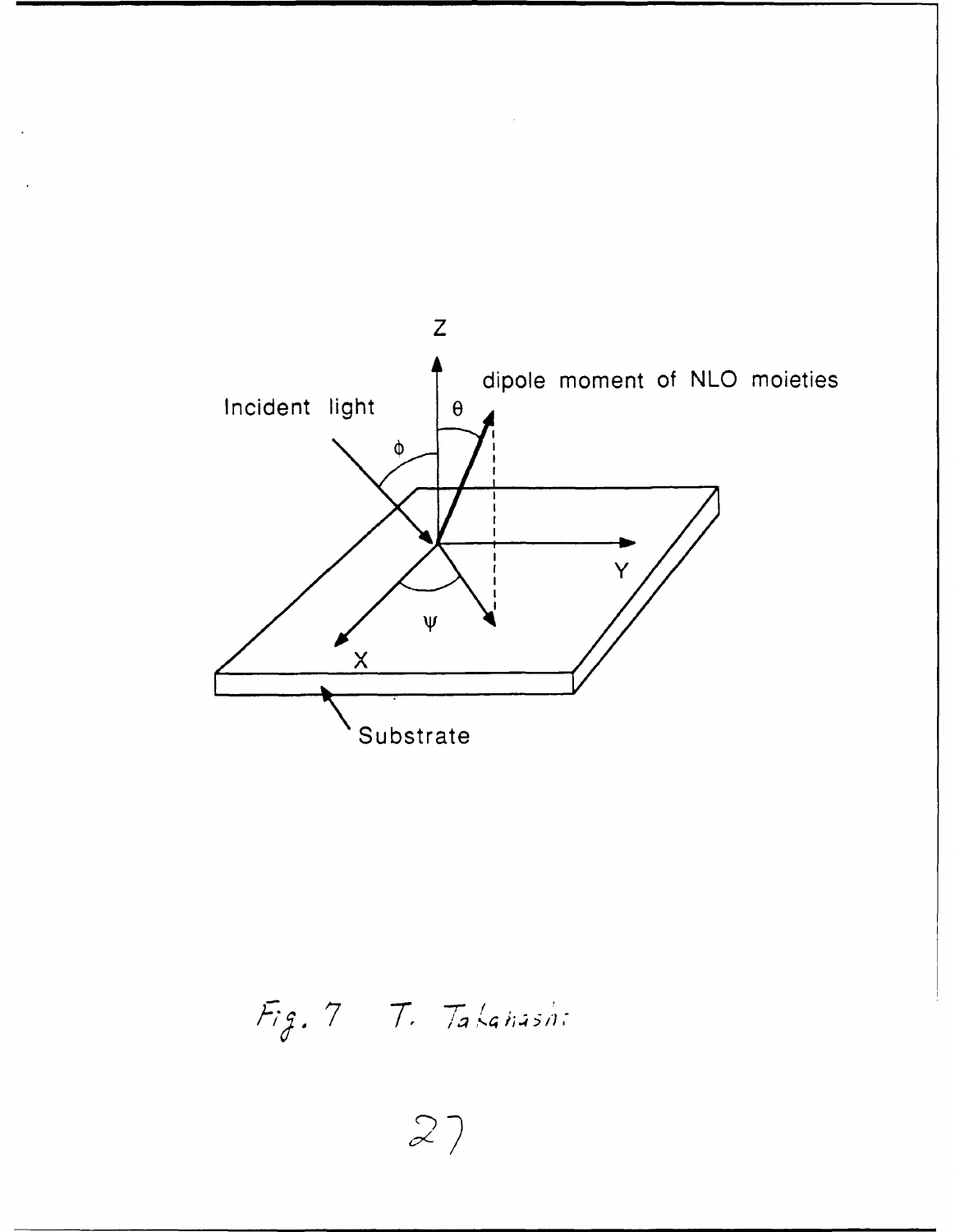Fig. 7 T. Takahashi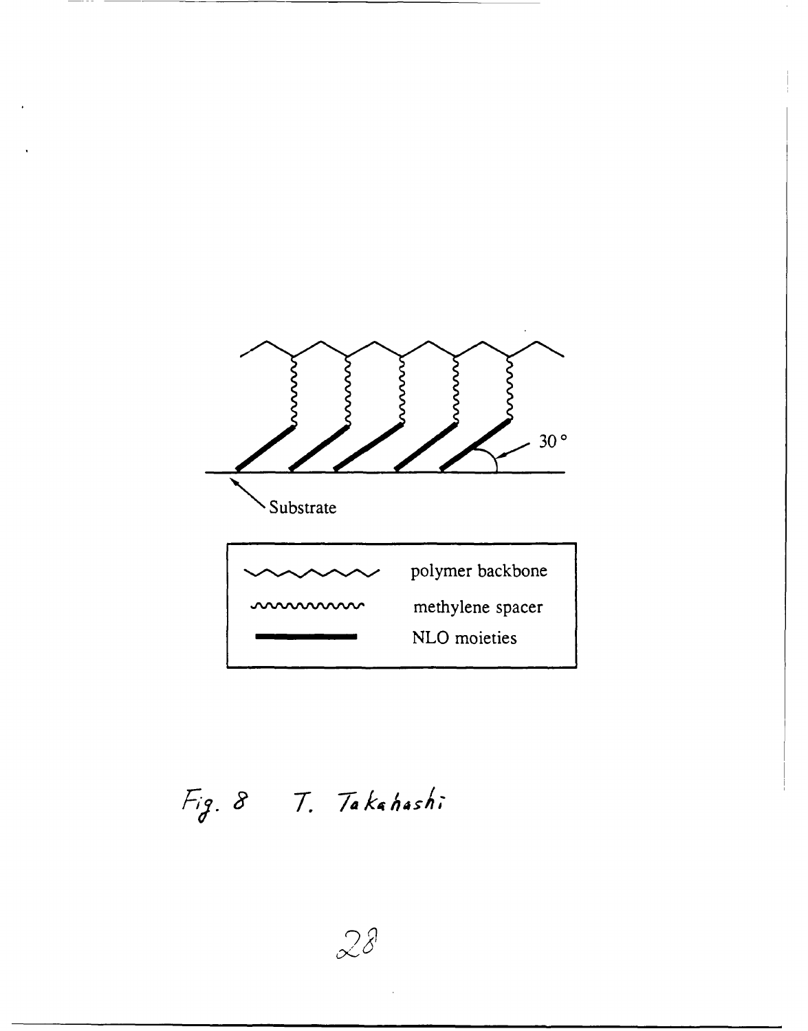30 °

Substrate

polymer backbone

methylene spacer

NLO moieties

Fig. 8 T. Takahashi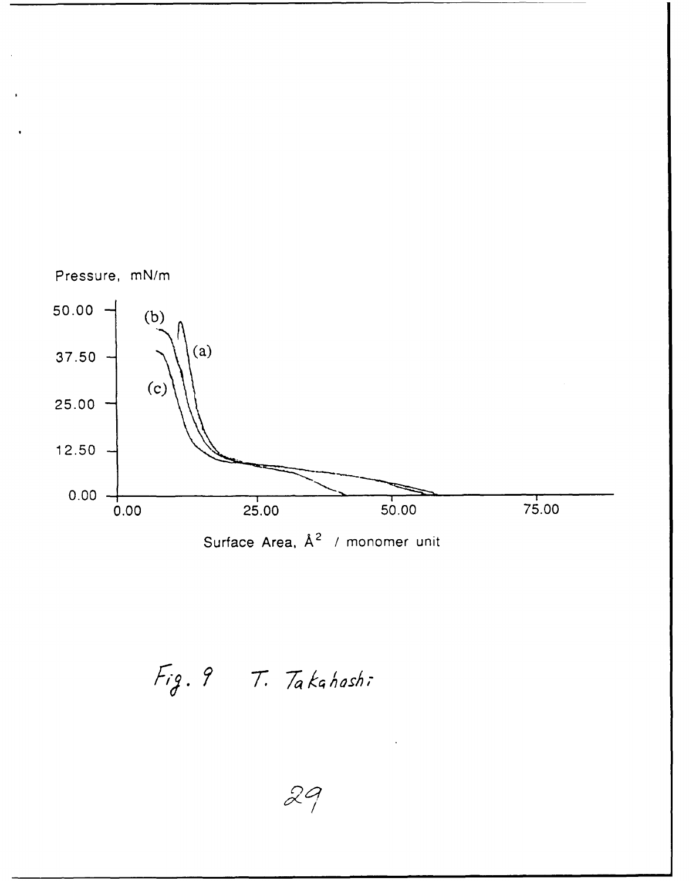Pressure, mN/m

50.00

37.50

25.00

12.50

0.00

(a)

(b)

(c)

0.00 25.00 50.00 75.00

Surface Area, Å$^2$ / monomer unit

*Fig. 9 T. Takahashi*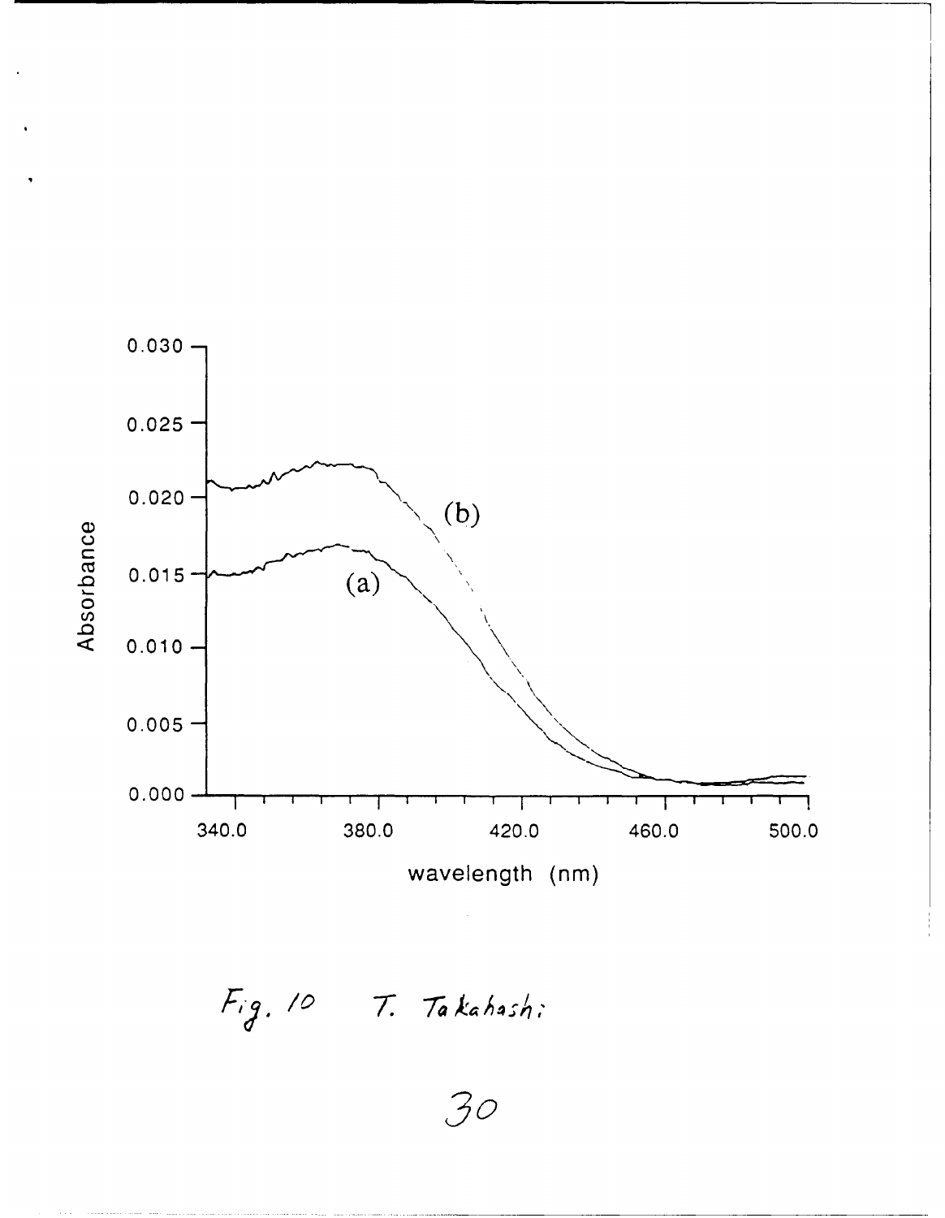0.030

0.025

0.020

0.015

0.010

0.005

0.000

Absorbance

(b)

(a)

340.0

380.0

420.0

460.0

500.0

wavelength (nm)

Fig. 10 T. Takahashi